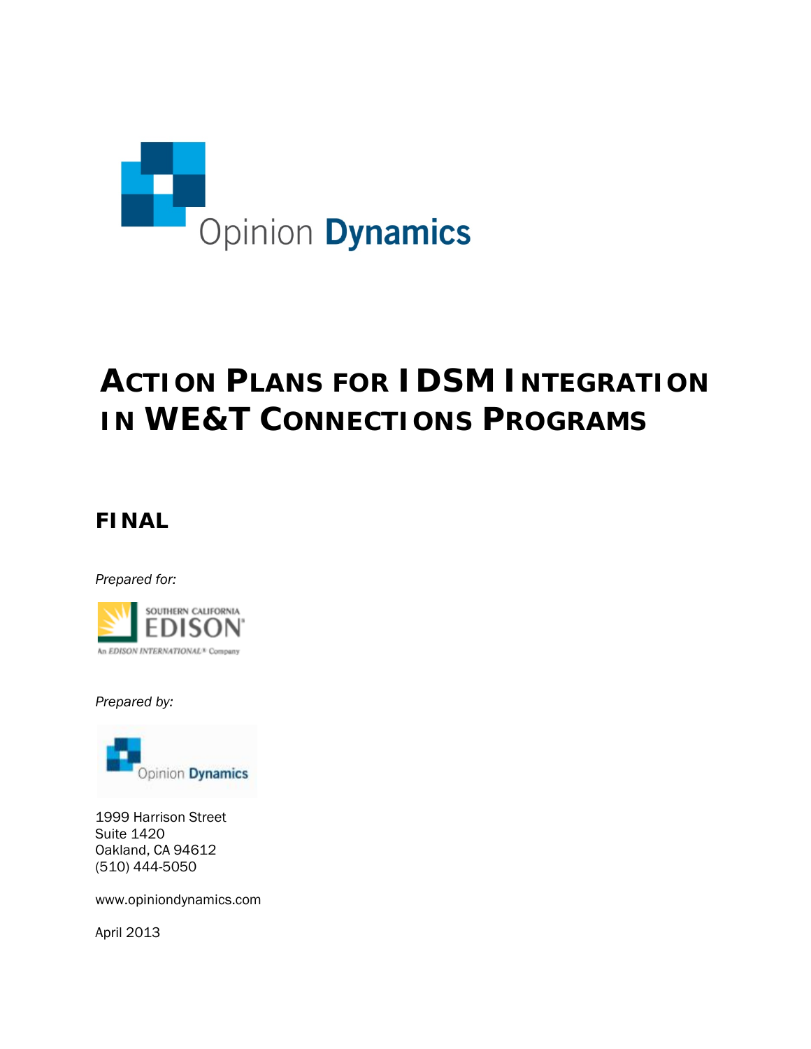# Action Plans for IDSM Integration in WE&T Connections Programs

## FINAL

*Prepared for:*

Southern California Edison
An Edison International® Company

*Prepared by:*

Opinion Dynamics

1999 Harrison Street
Suite 1420
Oakland, CA 94612
(510) 444-5050

www.opiniondynamics.com

April 2013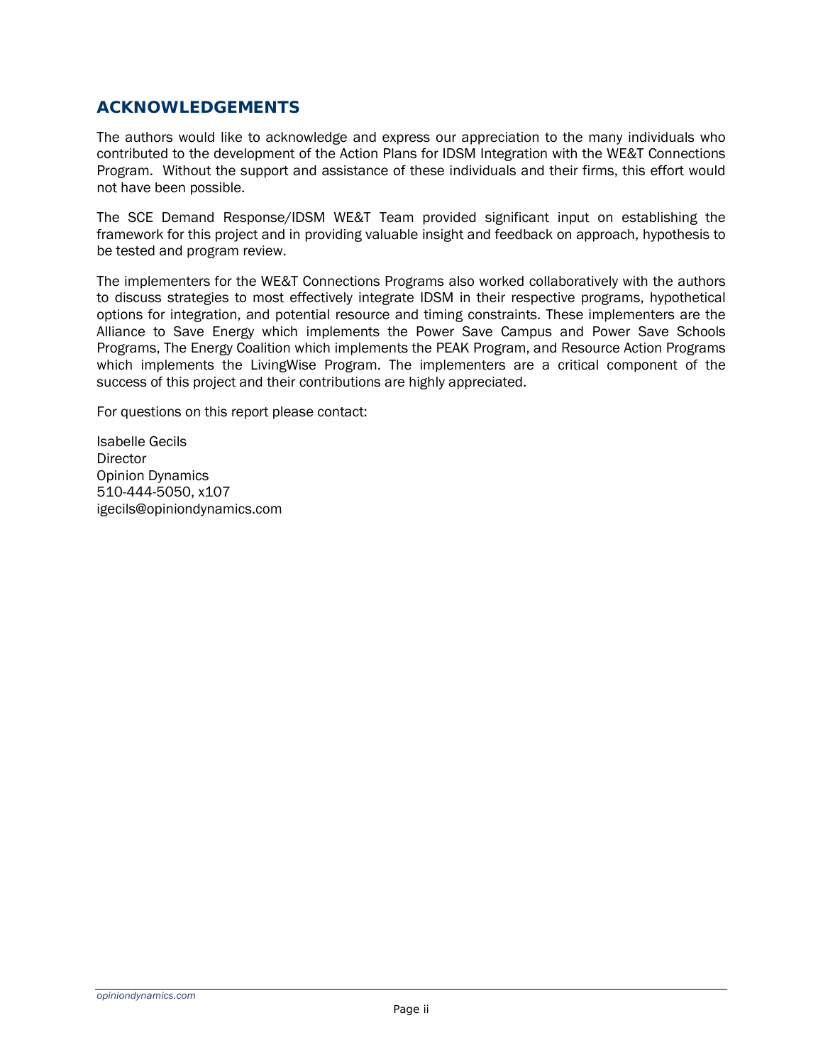## ACKNOWLEDGEMENTS

The authors would like to acknowledge and express our appreciation to the many individuals who contributed to the development of the Action Plans for IDSM Integration with the WE&T Connections Program. Without the support and assistance of these individuals and their firms, this effort would not have been possible.

The SCE Demand Response/IDSM WE&T Team provided significant input on establishing the framework for this project and in providing valuable insight and feedback on approach, hypothesis to be tested and program review.

The implementers for the WE&T Connections Programs also worked collaboratively with the authors to discuss strategies to most effectively integrate IDSM in their respective programs, hypothetical options for integration, and potential resource and timing constraints. These implementers are the Alliance to Save Energy which implements the Power Save Campus and Power Save Schools Programs, The Energy Coalition which implements the PEAK Program, and Resource Action Programs which implements the LivingWise Program. The implementers are a critical component of the success of this project and their contributions are highly appreciated.

For questions on this report please contact:

Isabelle Gecils  
Director  
Opinion Dynamics  
510-444-5050, x107  
igecils@opiniondynamics.com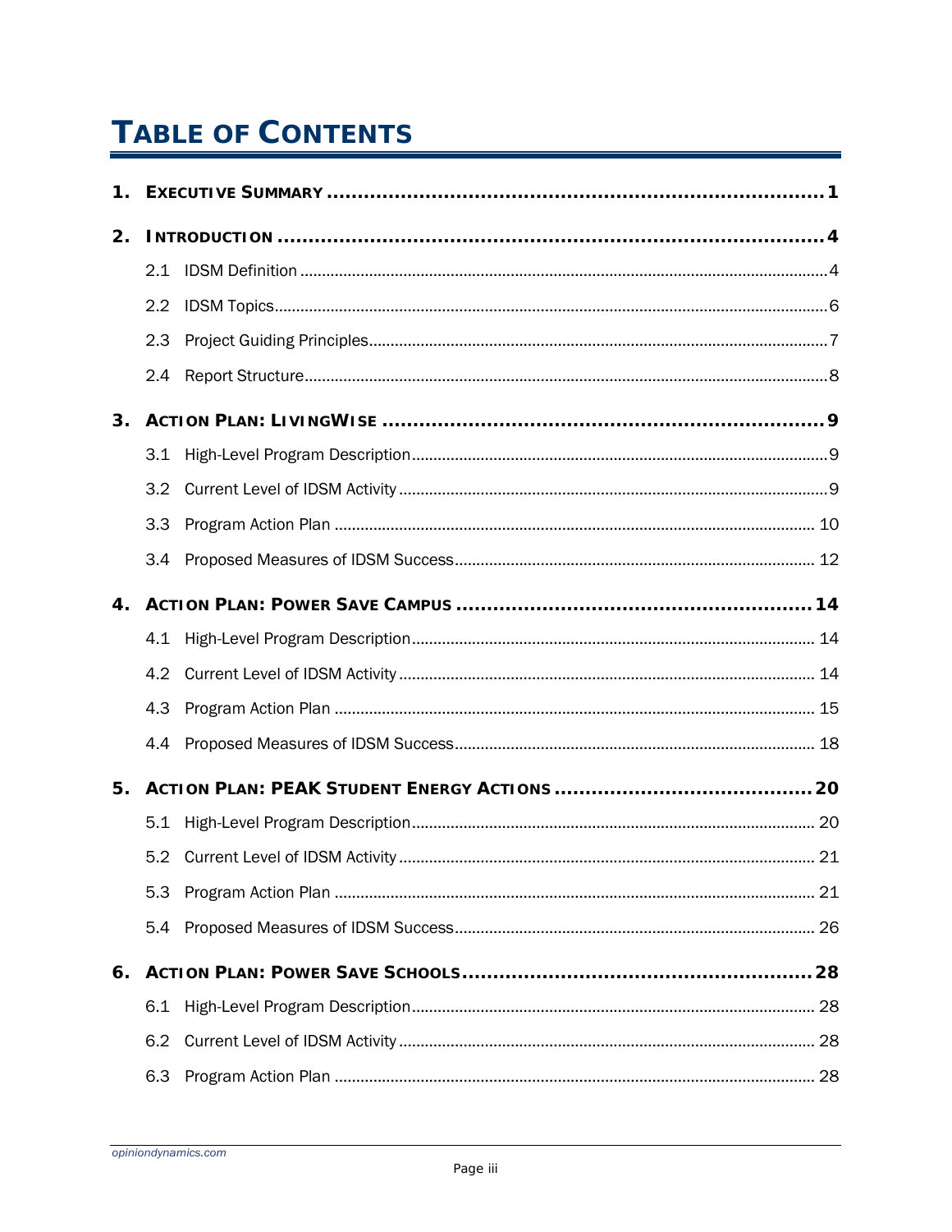# TABLE OF CONTENTS

1. EXECUTIVE SUMMARY .......... 1
2. INTRODUCTION .......... 4
   - 2.1 IDSM Definition .......... 4
   - 2.2 IDSM Topics .......... 6
   - 2.3 Project Guiding Principles .......... 7
   - 2.4 Report Structure .......... 8
3. ACTION PLAN: LIVINGWISE .......... 9
   - 3.1 High-Level Program Description .......... 9
   - 3.2 Current Level of IDSM Activity .......... 9
   - 3.3 Program Action Plan .......... 10
   - 3.4 Proposed Measures of IDSM Success .......... 12
4. ACTION PLAN: POWER SAVE CAMPUS .......... 14
   - 4.1 High-Level Program Description .......... 14
   - 4.2 Current Level of IDSM Activity .......... 14
   - 4.3 Program Action Plan .......... 15
   - 4.4 Proposed Measures of IDSM Success .......... 18
5. ACTION PLAN: PEAK STUDENT ENERGY ACTIONS .......... 20
   - 5.1 High-Level Program Description .......... 20
   - 5.2 Current Level of IDSM Activity .......... 21
   - 5.3 Program Action Plan .......... 21
   - 5.4 Proposed Measures of IDSM Success .......... 26
6. ACTION PLAN: POWER SAVE SCHOOLS .......... 28
   - 6.1 High-Level Program Description .......... 28
   - 6.2 Current Level of IDSM Activity .......... 28
   - 6.3 Program Action Plan .......... 28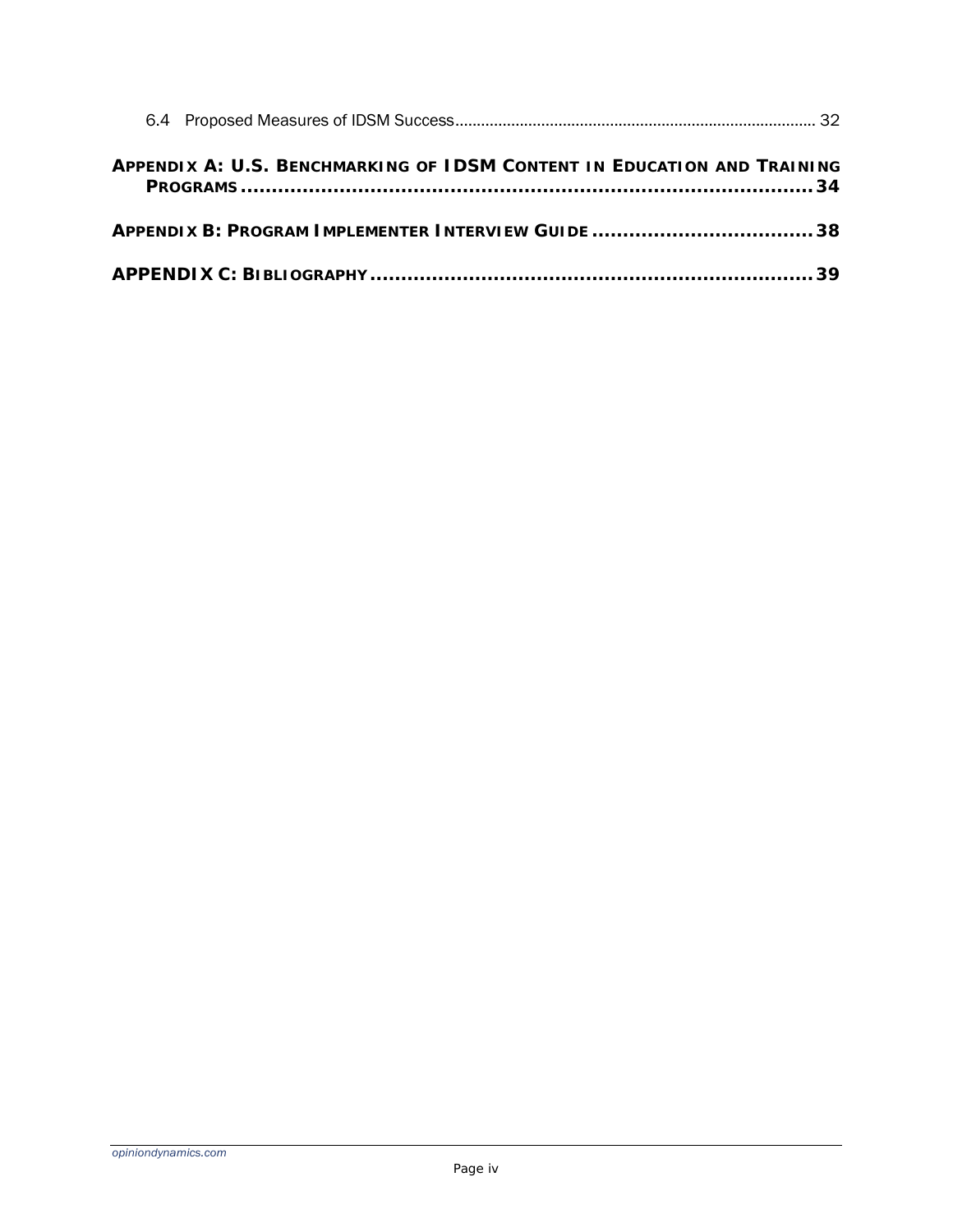6.4 Proposed Measures of IDSM Success ........................................................................................ 32

**APPENDIX A: U.S. BENCHMARKING OF IDSM CONTENT IN EDUCATION AND TRAINING PROGRAMS ........................................................................................ 34**

**APPENDIX B: PROGRAM IMPLEMENTER INTERVIEW GUIDE ........................................ 38**

**APPENDIX C: BIBLIOGRAPHY ........................................................................................ 39**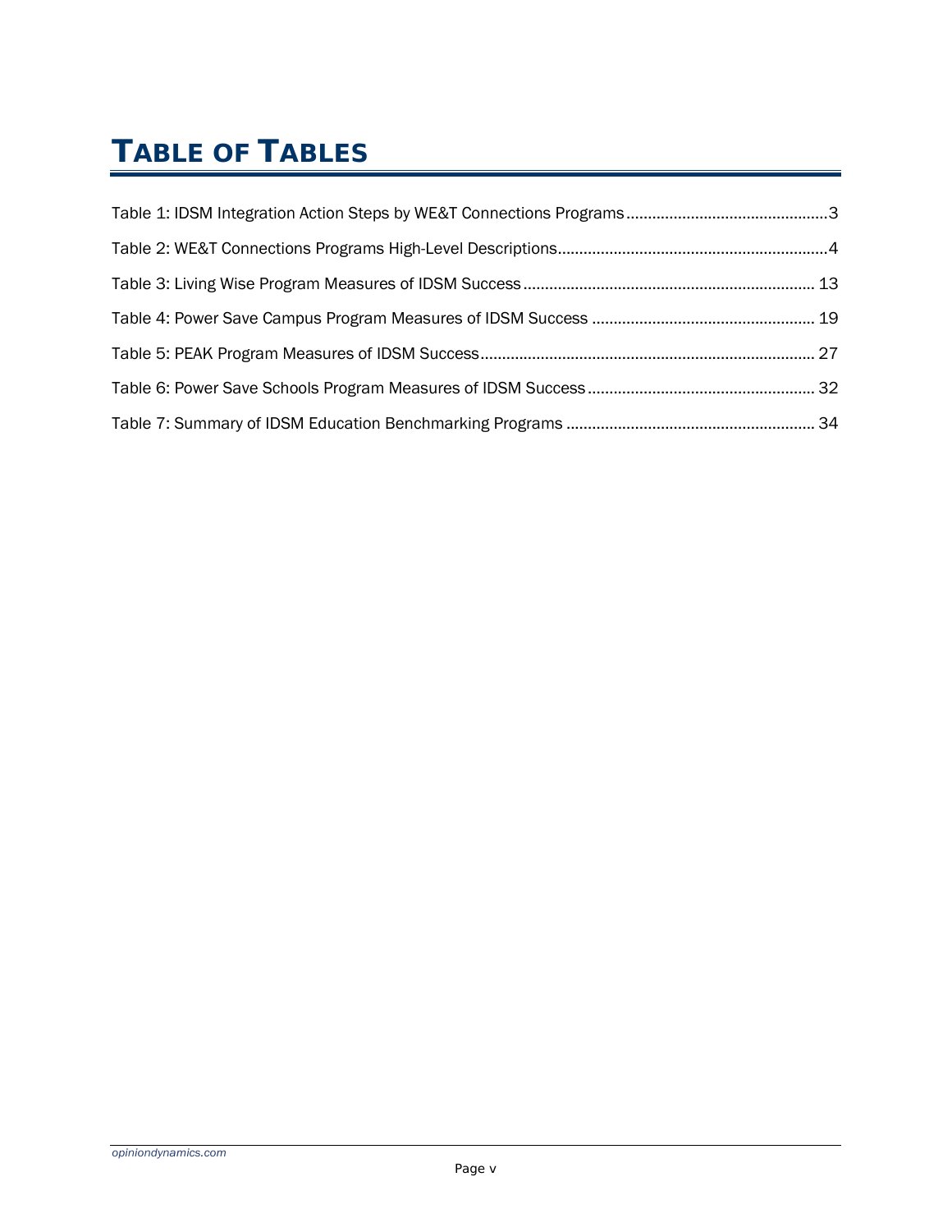# Table of Tables

Table 1: IDSM Integration Action Steps by WE&T Connections Programs ............................................. 3

Table 2: WE&T Connections Programs High-Level Descriptions ............................................................. 4

Table 3: Living Wise Program Measures of IDSM Success ...................................................................... 13

Table 4: Power Save Campus Program Measures of IDSM Success ....................................................... 19

Table 5: PEAK Program Measures of IDSM Success ................................................................................ 27

Table 6: Power Save Schools Program Measures of IDSM Success ....................................................... 32

Table 7: Summary of IDSM Education Benchmarking Programs ............................................................ 34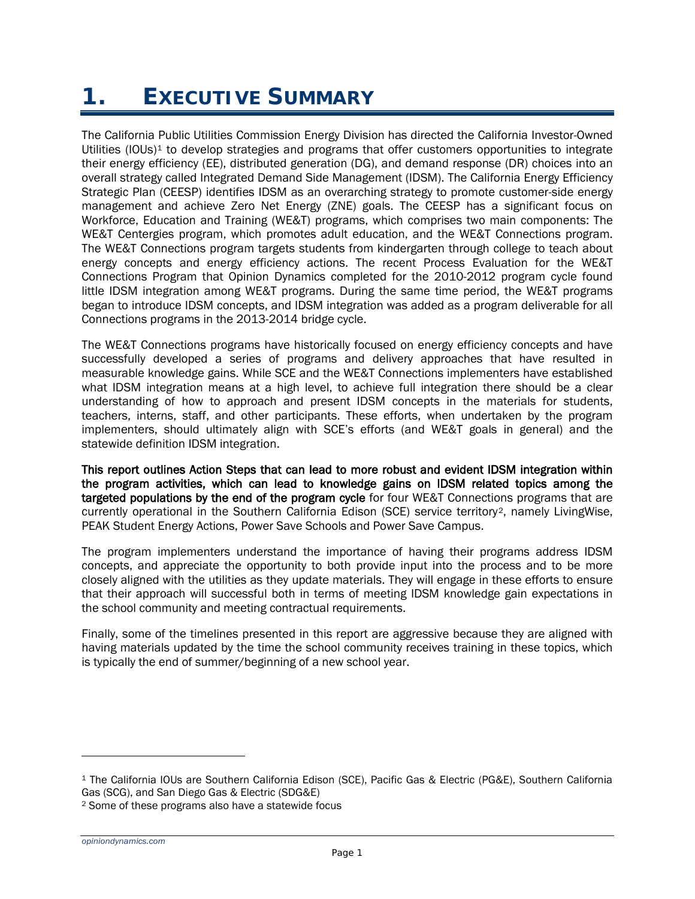# 1. Executive Summary

The California Public Utilities Commission Energy Division has directed the California Investor-Owned Utilities (IOUs)[1] to develop strategies and programs that offer customers opportunities to integrate their energy efficiency (EE), distributed generation (DG), and demand response (DR) choices into an overall strategy called Integrated Demand Side Management (IDSM). The California Energy Efficiency Strategic Plan (CEESP) identifies IDSM as an overarching strategy to promote customer-side energy management and achieve Zero Net Energy (ZNE) goals. The CEESP has a significant focus on Workforce, Education and Training (WE&T) programs, which comprises two main components: The WE&T Centergies program, which promotes adult education, and the WE&T Connections program. The WE&T Connections program targets students from kindergarten through college to teach about energy concepts and energy efficiency actions. The recent Process Evaluation for the WE&T Connections Program that Opinion Dynamics completed for the 2010-2012 program cycle found little IDSM integration among WE&T programs. During the same time period, the WE&T programs began to introduce IDSM concepts, and IDSM integration was added as a program deliverable for all Connections programs in the 2013-2014 bridge cycle.

The WE&T Connections programs have historically focused on energy efficiency concepts and have successfully developed a series of programs and delivery approaches that have resulted in measurable knowledge gains. While SCE and the WE&T Connections implementers have established what IDSM integration means at a high level, to achieve full integration there should be a clear understanding of how to approach and present IDSM concepts in the materials for students, teachers, interns, staff, and other participants. These efforts, when undertaken by the program implementers, should ultimately align with SCE's efforts (and WE&T goals in general) and the statewide definition IDSM integration.

**This report outlines Action Steps that can lead to more robust and evident IDSM integration within the program activities, which can lead to knowledge gains on IDSM related topics among the targeted populations by the end of the program cycle** for four WE&T Connections programs that are currently operational in the Southern California Edison (SCE) service territory[2], namely LivingWise, PEAK Student Energy Actions, Power Save Schools and Power Save Campus.

The program implementers understand the importance of having their programs address IDSM concepts, and appreciate the opportunity to both provide input into the process and to be more closely aligned with the utilities as they update materials. They will engage in these efforts to ensure that their approach will successful both in terms of meeting IDSM knowledge gain expectations in the school community and meeting contractual requirements.

Finally, some of the timelines presented in this report are aggressive because they are aligned with having materials updated by the time the school community receives training in these topics, which is typically the end of summer/beginning of a new school year.

---

[1] The California IOUs are Southern California Edison (SCE), Pacific Gas & Electric (PG&E), Southern California Gas (SCG), and San Diego Gas & Electric (SDG&E)

[2] Some of these programs also have a statewide focus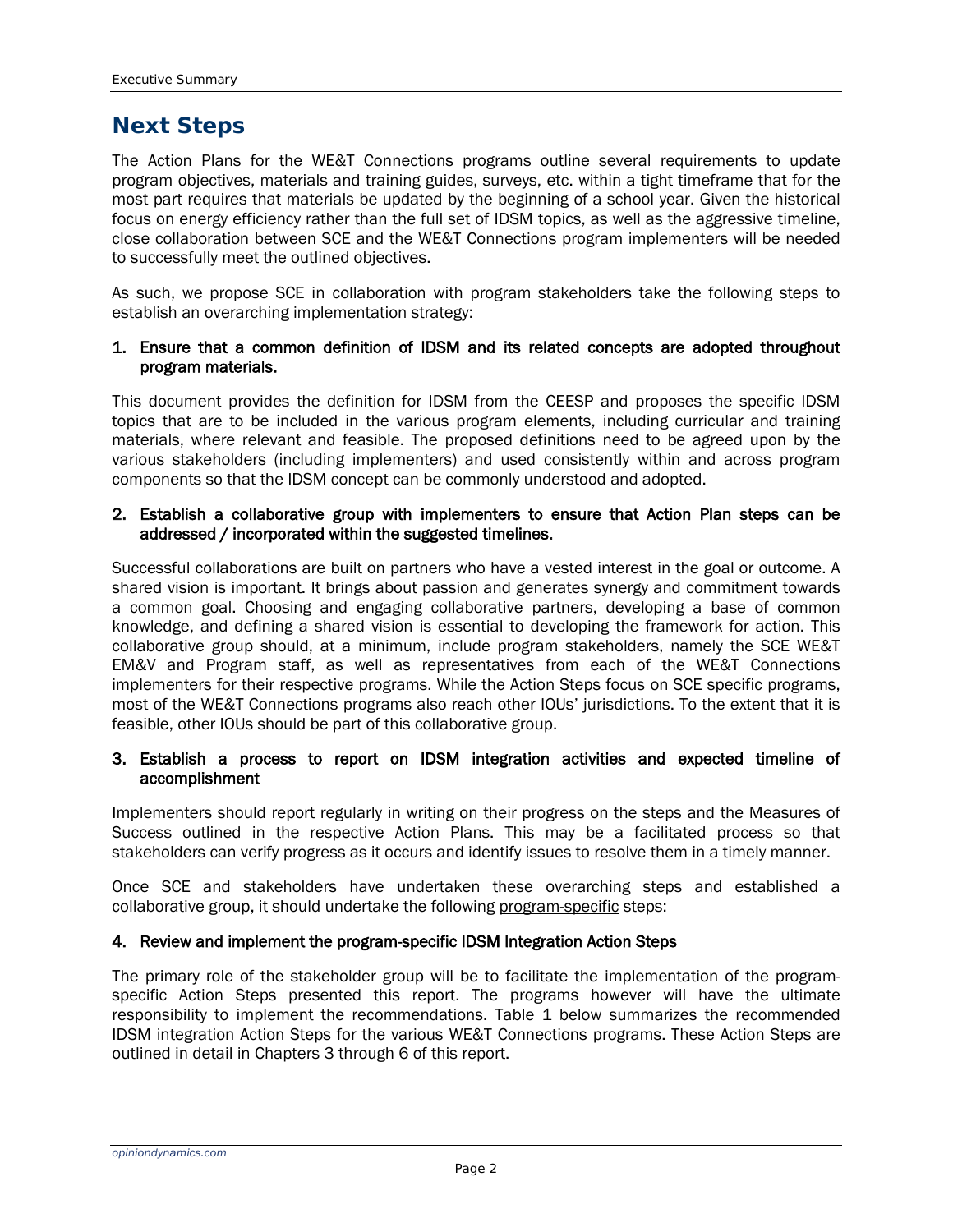## Next Steps

The Action Plans for the WE&T Connections programs outline several requirements to update program objectives, materials and training guides, surveys, etc. within a tight timeframe that for the most part requires that materials be updated by the beginning of a school year. Given the historical focus on energy efficiency rather than the full set of IDSM topics, as well as the aggressive timeline, close collaboration between SCE and the WE&T Connections program implementers will be needed to successfully meet the outlined objectives.

As such, we propose SCE in collaboration with program stakeholders take the following steps to establish an overarching implementation strategy:

**1. Ensure that a common definition of IDSM and its related concepts are adopted throughout program materials.**

This document provides the definition for IDSM from the CEESP and proposes the specific IDSM topics that are to be included in the various program elements, including curricular and training materials, where relevant and feasible. The proposed definitions need to be agreed upon by the various stakeholders (including implementers) and used consistently within and across program components so that the IDSM concept can be commonly understood and adopted.

**2. Establish a collaborative group with implementers to ensure that Action Plan steps can be addressed / incorporated within the suggested timelines.**

Successful collaborations are built on partners who have a vested interest in the goal or outcome. A shared vision is important. It brings about passion and generates synergy and commitment towards a common goal. Choosing and engaging collaborative partners, developing a base of common knowledge, and defining a shared vision is essential to developing the framework for action. This collaborative group should, at a minimum, include program stakeholders, namely the SCE WE&T EM&V and Program staff, as well as representatives from each of the WE&T Connections implementers for their respective programs. While the Action Steps focus on SCE specific programs, most of the WE&T Connections programs also reach other IOUs' jurisdictions. To the extent that it is feasible, other IOUs should be part of this collaborative group.

**3. Establish a process to report on IDSM integration activities and expected timeline of accomplishment**

Implementers should report regularly in writing on their progress on the steps and the Measures of Success outlined in the respective Action Plans. This may be a facilitated process so that stakeholders can verify progress as it occurs and identify issues to resolve them in a timely manner.

Once SCE and stakeholders have undertaken these overarching steps and established a collaborative group, it should undertake the following <u>program-specific</u> steps:

**4. Review and implement the program-specific IDSM Integration Action Steps**

The primary role of the stakeholder group will be to facilitate the implementation of the program-specific Action Steps presented this report. The programs however will have the ultimate responsibility to implement the recommendations. Table 1 below summarizes the recommended IDSM integration Action Steps for the various WE&T Connections programs. These Action Steps are outlined in detail in Chapters 3 through 6 of this report.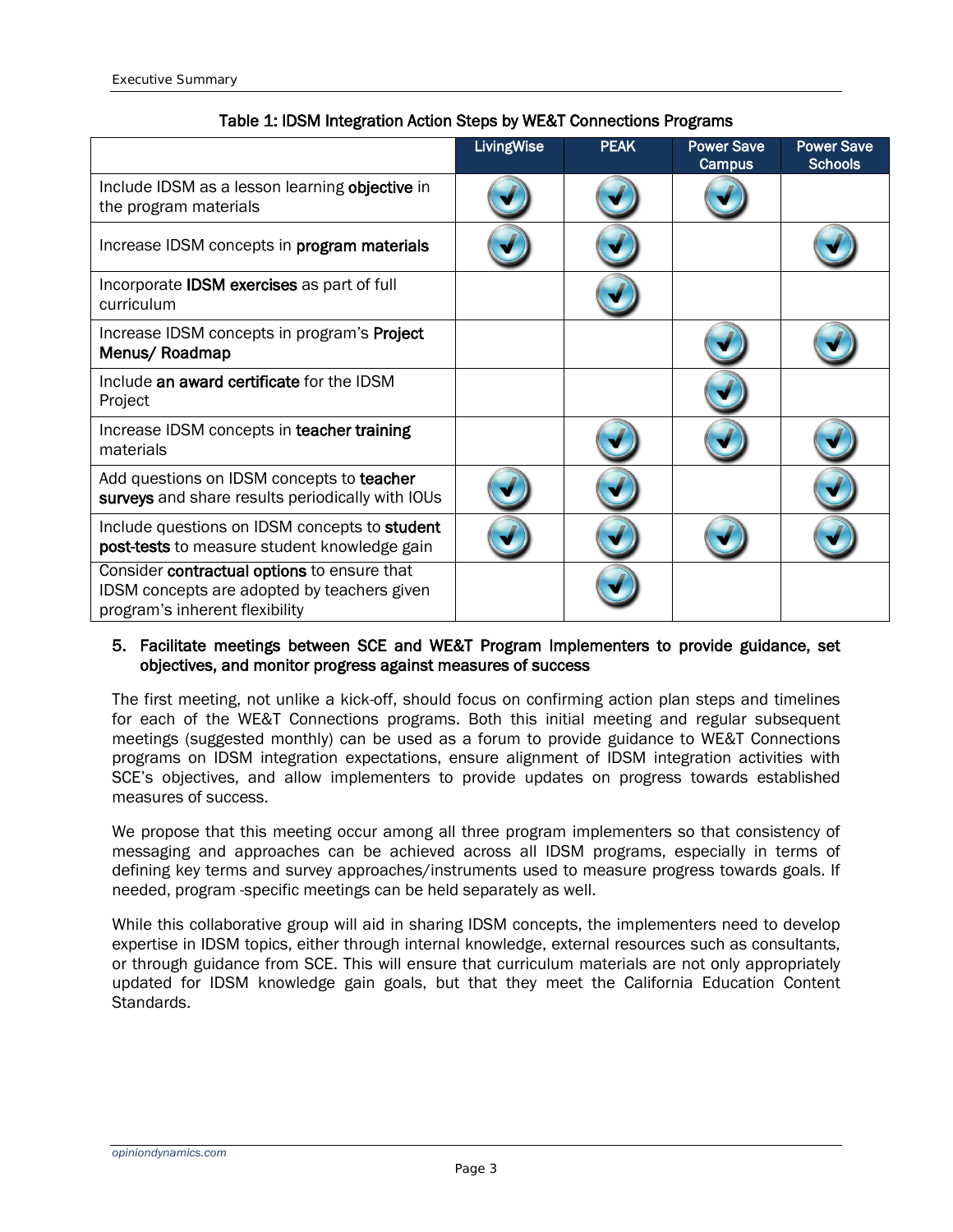Table 1: IDSM Integration Action Steps by WE&T Connections Programs

| | LivingWise | PEAK | Power Save Campus | Power Save Schools |
|---|---|---|---|---|
| Include IDSM as a lesson learning **objective** in the program materials | ✓ | ✓ | ✓ | |
| Increase IDSM concepts in **program materials** | ✓ | ✓ | | ✓ |
| Incorporate **IDSM exercises** as part of full curriculum | | ✓ | | |
| Increase IDSM concepts in program's **Project Menus/ Roadmap** | | | ✓ | ✓ |
| Include **an award certificate** for the IDSM Project | | | ✓ | |
| Increase IDSM concepts in **teacher training** materials | | ✓ | ✓ | ✓ |
| Add questions on IDSM concepts to **teacher surveys** and share results periodically with IOUs | ✓ | ✓ | | ✓ |
| Include questions on IDSM concepts to **student post-tests** to measure student knowledge gain | ✓ | ✓ | ✓ | ✓ |
| Consider **contractual options** to ensure that IDSM concepts are adopted by teachers given program's inherent flexibility | | ✓ | | |

5. **Facilitate meetings between SCE and WE&T Program Implementers to provide guidance, set objectives, and monitor progress against measures of success**

The first meeting, not unlike a kick-off, should focus on confirming action plan steps and timelines for each of the WE&T Connections programs. Both this initial meeting and regular subsequent meetings (suggested monthly) can be used as a forum to provide guidance to WE&T Connections programs on IDSM integration expectations, ensure alignment of IDSM integration activities with SCE's objectives, and allow implementers to provide updates on progress towards established measures of success.

We propose that this meeting occur among all three program implementers so that consistency of messaging and approaches can be achieved across all IDSM programs, especially in terms of defining key terms and survey approaches/instruments used to measure progress towards goals. If needed, program -specific meetings can be held separately as well.

While this collaborative group will aid in sharing IDSM concepts, the implementers need to develop expertise in IDSM topics, either through internal knowledge, external resources such as consultants, or through guidance from SCE. This will ensure that curriculum materials are not only appropriately updated for IDSM knowledge gain goals, but that they meet the California Education Content Standards.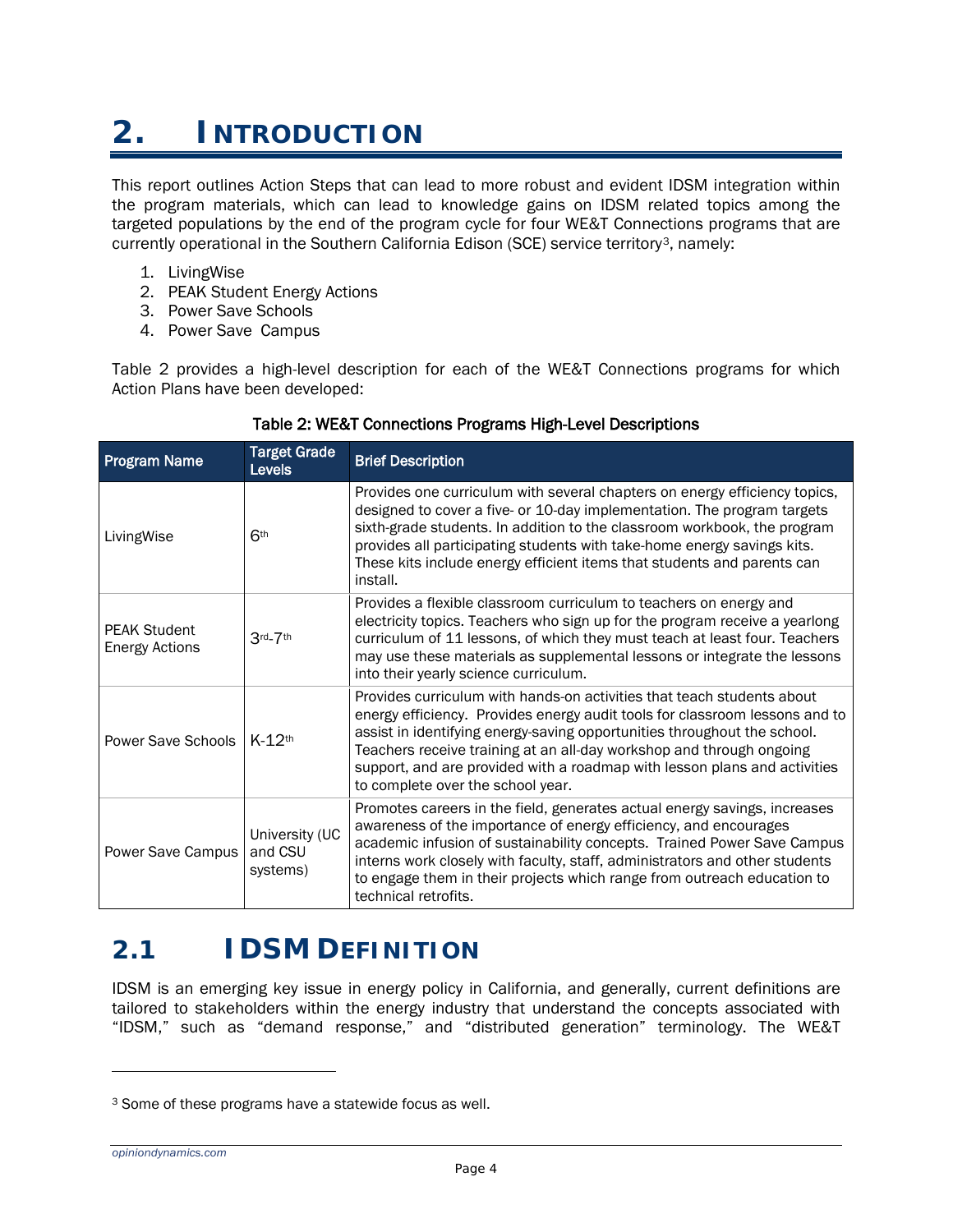# 2. Introduction

This report outlines Action Steps that can lead to more robust and evident IDSM integration within the program materials, which can lead to knowledge gains on IDSM related topics among the targeted populations by the end of the program cycle for four WE&T Connections programs that are currently operational in the Southern California Edison (SCE) service territory[3], namely:

1. LivingWise
2. PEAK Student Energy Actions
3. Power Save Schools
4. Power Save Campus

Table 2 provides a high-level description for each of the WE&T Connections programs for which Action Plans have been developed:

**Table 2: WE&T Connections Programs High-Level Descriptions**

| Program Name | Target Grade Levels | Brief Description |
| --- | --- | --- |
| LivingWise | 6th | Provides one curriculum with several chapters on energy efficiency topics, designed to cover a five- or 10-day implementation. The program targets sixth-grade students. In addition to the classroom workbook, the program provides all participating students with take-home energy savings kits. These kits include energy efficient items that students and parents can install. |
| PEAK Student Energy Actions | 3rd-7th | Provides a flexible classroom curriculum to teachers on energy and electricity topics. Teachers who sign up for the program receive a yearlong curriculum of 11 lessons, of which they must teach at least four. Teachers may use these materials as supplemental lessons or integrate the lessons into their yearly science curriculum. |
| Power Save Schools | K-12th | Provides curriculum with hands-on activities that teach students about energy efficiency. Provides energy audit tools for classroom lessons and to assist in identifying energy-saving opportunities throughout the school. Teachers receive training at an all-day workshop and through ongoing support, and are provided with a roadmap with lesson plans and activities to complete over the school year. |
| Power Save Campus | University (UC and CSU systems) | Promotes careers in the field, generates actual energy savings, increases awareness of the importance of energy efficiency, and encourages academic infusion of sustainability concepts. Trained Power Save Campus interns work closely with faculty, staff, administrators and other students to engage them in their projects which range from outreach education to technical retrofits. |

## 2.1 IDSM Definition

IDSM is an emerging key issue in energy policy in California, and generally, current definitions are tailored to stakeholders within the energy industry that understand the concepts associated with "IDSM," such as "demand response," and "distributed generation" terminology. The WE&T

---

[3] Some of these programs have a statewide focus as well.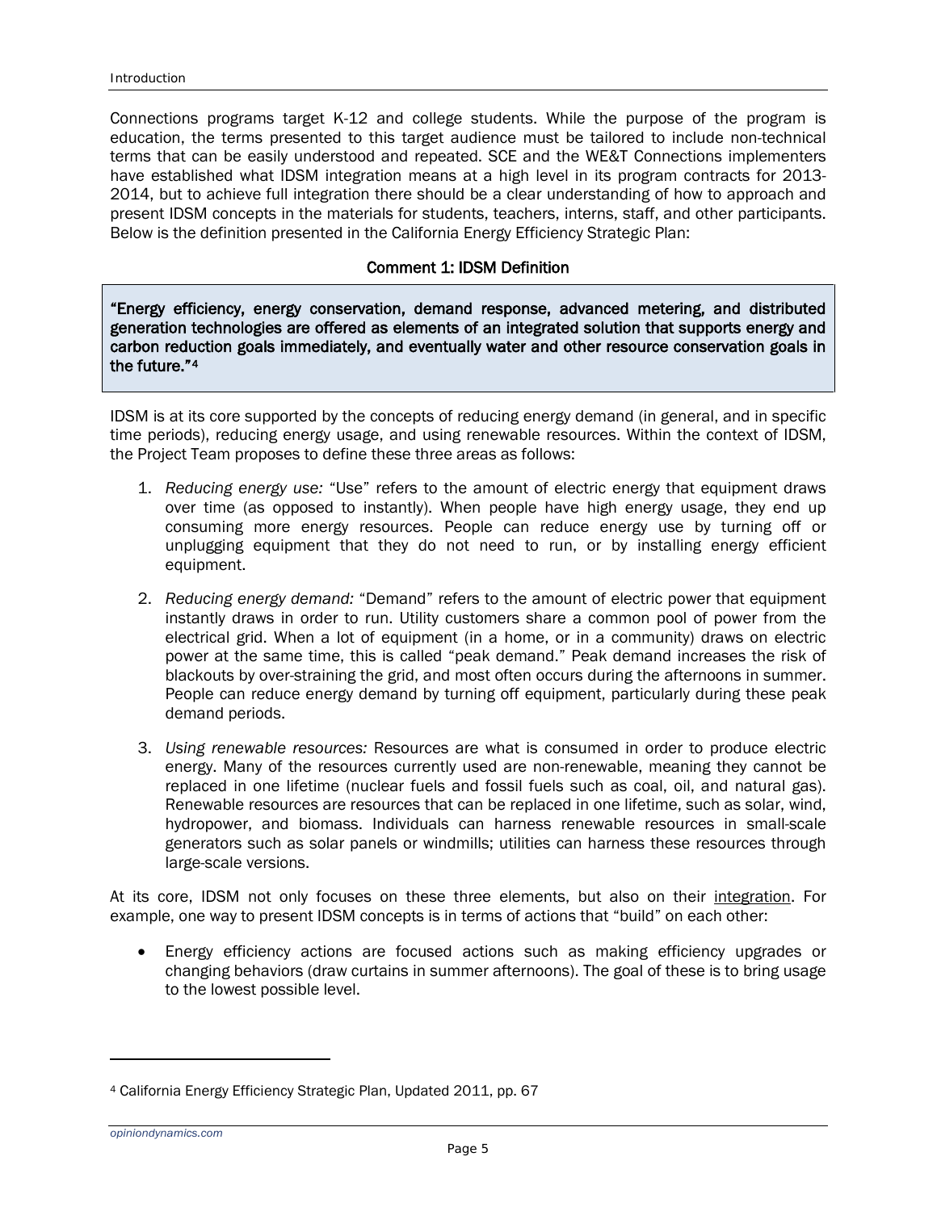Connections programs target K-12 and college students. While the purpose of the program is education, the terms presented to this target audience must be tailored to include non-technical terms that can be easily understood and repeated. SCE and the WE&T Connections implementers have established what IDSM integration means at a high level in its program contracts for 2013-2014, but to achieve full integration there should be a clear understanding of how to approach and present IDSM concepts in the materials for students, teachers, interns, staff, and other participants. Below is the definition presented in the California Energy Efficiency Strategic Plan:

**Comment 1: IDSM Definition**

> **"Energy efficiency, energy conservation, demand response, advanced metering, and distributed generation technologies are offered as elements of an integrated solution that supports energy and carbon reduction goals immediately, and eventually water and other resource conservation goals in the future."[4]**

IDSM is at its core supported by the concepts of reducing energy demand (in general, and in specific time periods), reducing energy usage, and using renewable resources. Within the context of IDSM, the Project Team proposes to define these three areas as follows:

1. *Reducing energy use:* "Use" refers to the amount of electric energy that equipment draws over time (as opposed to instantly). When people have high energy usage, they end up consuming more energy resources. People can reduce energy use by turning off or unplugging equipment that they do not need to run, or by installing energy efficient equipment.
2. *Reducing energy demand:* "Demand" refers to the amount of electric power that equipment instantly draws in order to run. Utility customers share a common pool of power from the electrical grid. When a lot of equipment (in a home, or in a community) draws on electric power at the same time, this is called "peak demand." Peak demand increases the risk of blackouts by over-straining the grid, and most often occurs during the afternoons in summer. People can reduce energy demand by turning off equipment, particularly during these peak demand periods.
3. *Using renewable resources:* Resources are what is consumed in order to produce electric energy. Many of the resources currently used are non-renewable, meaning they cannot be replaced in one lifetime (nuclear fuels and fossil fuels such as coal, oil, and natural gas). Renewable resources are resources that can be replaced in one lifetime, such as solar, wind, hydropower, and biomass. Individuals can harness renewable resources in small-scale generators such as solar panels or windmills; utilities can harness these resources through large-scale versions.

At its core, IDSM not only focuses on these three elements, but also on their integration. For example, one way to present IDSM concepts is in terms of actions that "build" on each other:

- Energy efficiency actions are focused actions such as making efficiency upgrades or changing behaviors (draw curtains in summer afternoons). The goal of these is to bring usage to the lowest possible level.

---

[4] California Energy Efficiency Strategic Plan, Updated 2011, pp. 67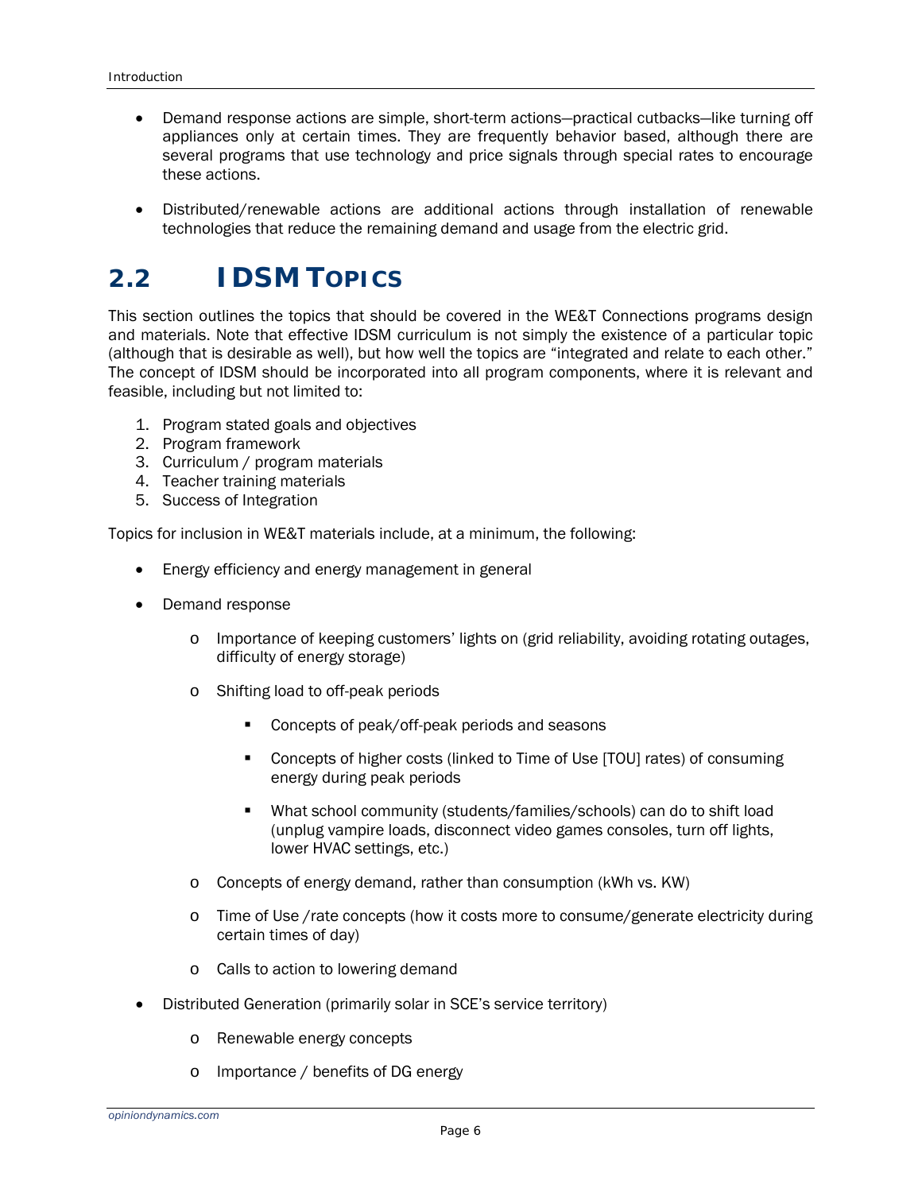- Demand response actions are simple, short-term actions—practical cutbacks—like turning off appliances only at certain times. They are frequently behavior based, although there are several programs that use technology and price signals through special rates to encourage these actions.

- Distributed/renewable actions are additional actions through installation of renewable technologies that reduce the remaining demand and usage from the electric grid.

## 2.2 IDSM Topics

This section outlines the topics that should be covered in the WE&T Connections programs design and materials. Note that effective IDSM curriculum is not simply the existence of a particular topic (although that is desirable as well), but how well the topics are "integrated and relate to each other." The concept of IDSM should be incorporated into all program components, where it is relevant and feasible, including but not limited to:

1. Program stated goals and objectives
2. Program framework
3. Curriculum / program materials
4. Teacher training materials
5. Success of Integration

Topics for inclusion in WE&T materials include, at a minimum, the following:

- Energy efficiency and energy management in general

- Demand response

    - Importance of keeping customers' lights on (grid reliability, avoiding rotating outages, difficulty of energy storage)

    - Shifting load to off-peak periods

        - Concepts of peak/off-peak periods and seasons

        - Concepts of higher costs (linked to Time of Use [TOU] rates) of consuming energy during peak periods

        - What school community (students/families/schools) can do to shift load (unplug vampire loads, disconnect video games consoles, turn off lights, lower HVAC settings, etc.)

    - Concepts of energy demand, rather than consumption (kWh vs. KW)

    - Time of Use /rate concepts (how it costs more to consume/generate electricity during certain times of day)

    - Calls to action to lowering demand

- Distributed Generation (primarily solar in SCE's service territory)

    - Renewable energy concepts

    - Importance / benefits of DG energy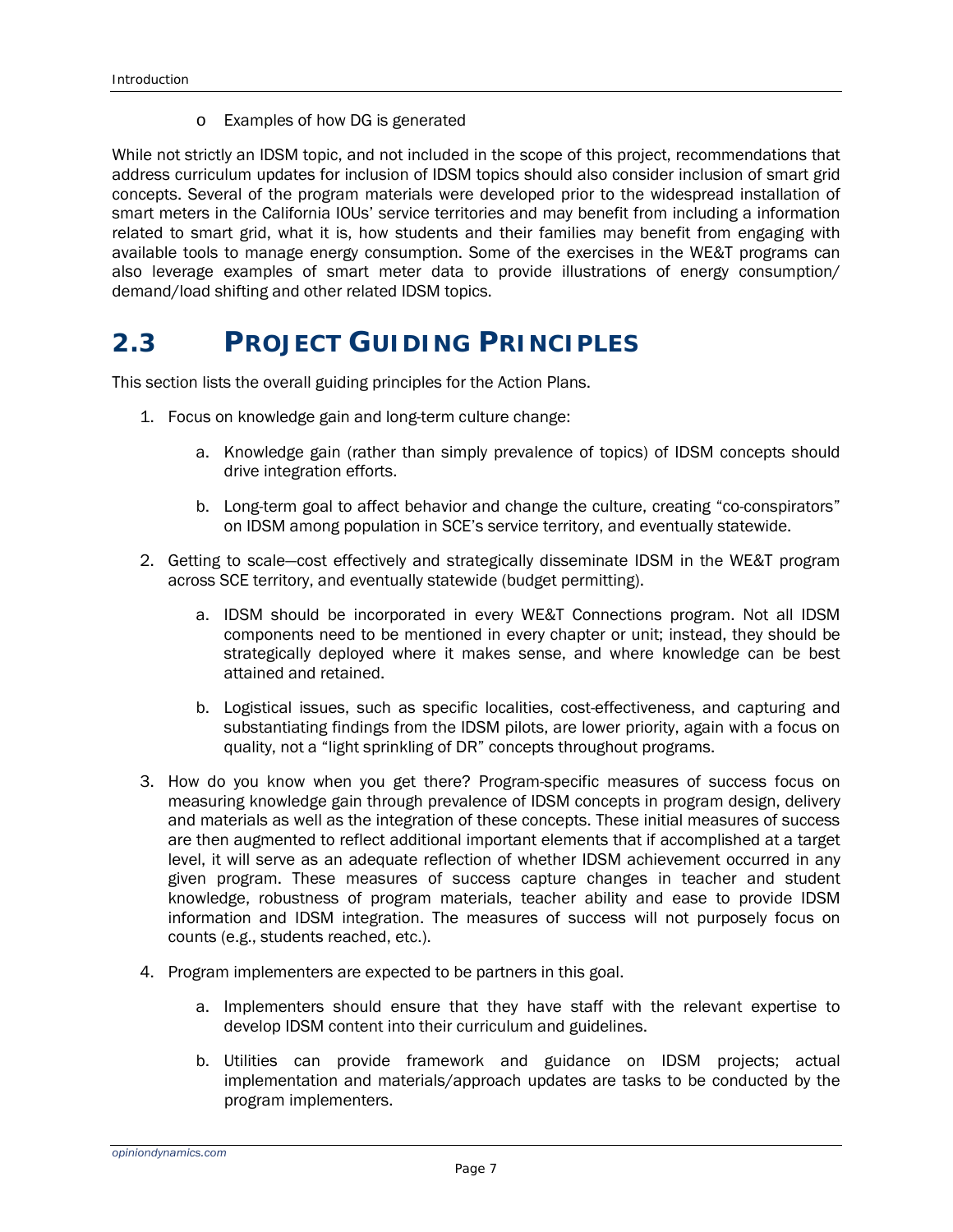- Examples of how DG is generated

While not strictly an IDSM topic, and not included in the scope of this project, recommendations that address curriculum updates for inclusion of IDSM topics should also consider inclusion of smart grid concepts. Several of the program materials were developed prior to the widespread installation of smart meters in the California IOUs' service territories and may benefit from including a information related to smart grid, what it is, how students and their families may benefit from engaging with available tools to manage energy consumption. Some of the exercises in the WE&T programs can also leverage examples of smart meter data to provide illustrations of energy consumption/demand/load shifting and other related IDSM topics.

## 2.3 Project Guiding Principles

This section lists the overall guiding principles for the Action Plans.

1. Focus on knowledge gain and long-term culture change:
   a. Knowledge gain (rather than simply prevalence of topics) of IDSM concepts should drive integration efforts.
   b. Long-term goal to affect behavior and change the culture, creating "co-conspirators" on IDSM among population in SCE's service territory, and eventually statewide.
2. Getting to scale—cost effectively and strategically disseminate IDSM in the WE&T program across SCE territory, and eventually statewide (budget permitting).
   a. IDSM should be incorporated in every WE&T Connections program. Not all IDSM components need to be mentioned in every chapter or unit; instead, they should be strategically deployed where it makes sense, and where knowledge can be best attained and retained.
   b. Logistical issues, such as specific localities, cost-effectiveness, and capturing and substantiating findings from the IDSM pilots, are lower priority, again with a focus on quality, not a "light sprinkling of DR" concepts throughout programs.
3. How do you know when you get there? Program-specific measures of success focus on measuring knowledge gain through prevalence of IDSM concepts in program design, delivery and materials as well as the integration of these concepts. These initial measures of success are then augmented to reflect additional important elements that if accomplished at a target level, it will serve as an adequate reflection of whether IDSM achievement occurred in any given program. These measures of success capture changes in teacher and student knowledge, robustness of program materials, teacher ability and ease to provide IDSM information and IDSM integration. The measures of success will not purposely focus on counts (e.g., students reached, etc.).
4. Program implementers are expected to be partners in this goal.
   a. Implementers should ensure that they have staff with the relevant expertise to develop IDSM content into their curriculum and guidelines.
   b. Utilities can provide framework and guidance on IDSM projects; actual implementation and materials/approach updates are tasks to be conducted by the program implementers.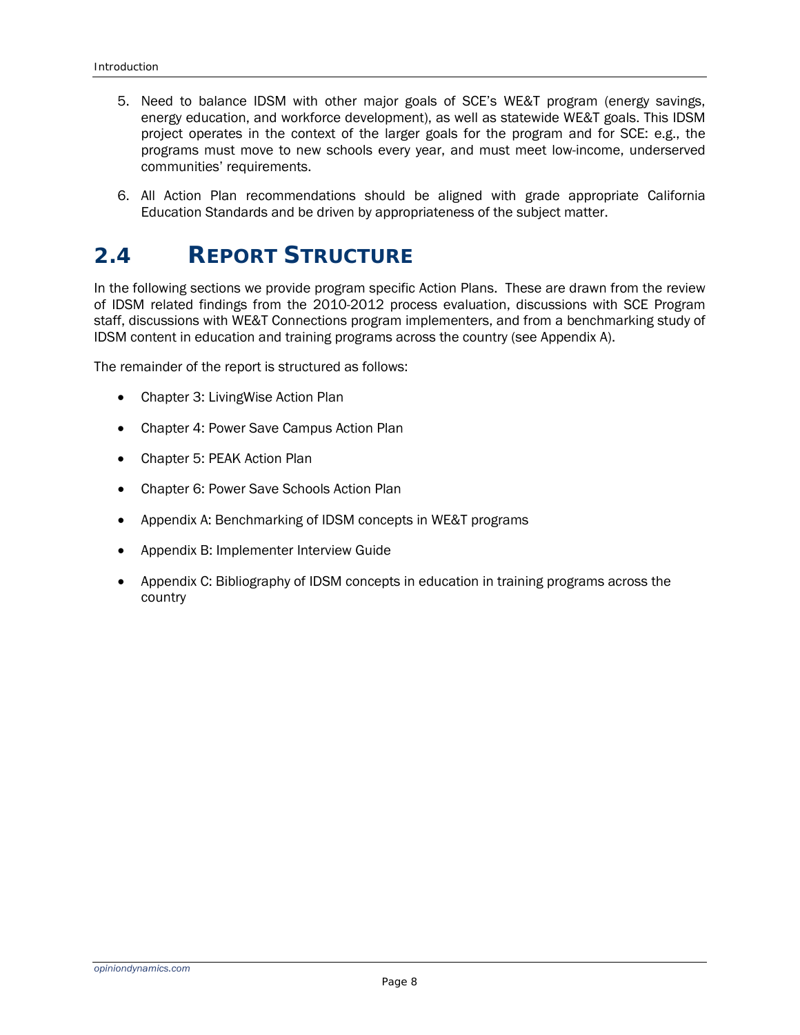5. Need to balance IDSM with other major goals of SCE's WE&T program (energy savings, energy education, and workforce development), as well as statewide WE&T goals. This IDSM project operates in the context of the larger goals for the program and for SCE: e.g., the programs must move to new schools every year, and must meet low-income, underserved communities' requirements.
6. All Action Plan recommendations should be aligned with grade appropriate California Education Standards and be driven by appropriateness of the subject matter.

## 2.4 Report Structure

In the following sections we provide program specific Action Plans. These are drawn from the review of IDSM related findings from the 2010-2012 process evaluation, discussions with SCE Program staff, discussions with WE&T Connections program implementers, and from a benchmarking study of IDSM content in education and training programs across the country (see Appendix A).

The remainder of the report is structured as follows:

- Chapter 3: LivingWise Action Plan
- Chapter 4: Power Save Campus Action Plan
- Chapter 5: PEAK Action Plan
- Chapter 6: Power Save Schools Action Plan
- Appendix A: Benchmarking of IDSM concepts in WE&T programs
- Appendix B: Implementer Interview Guide
- Appendix C: Bibliography of IDSM concepts in education in training programs across the country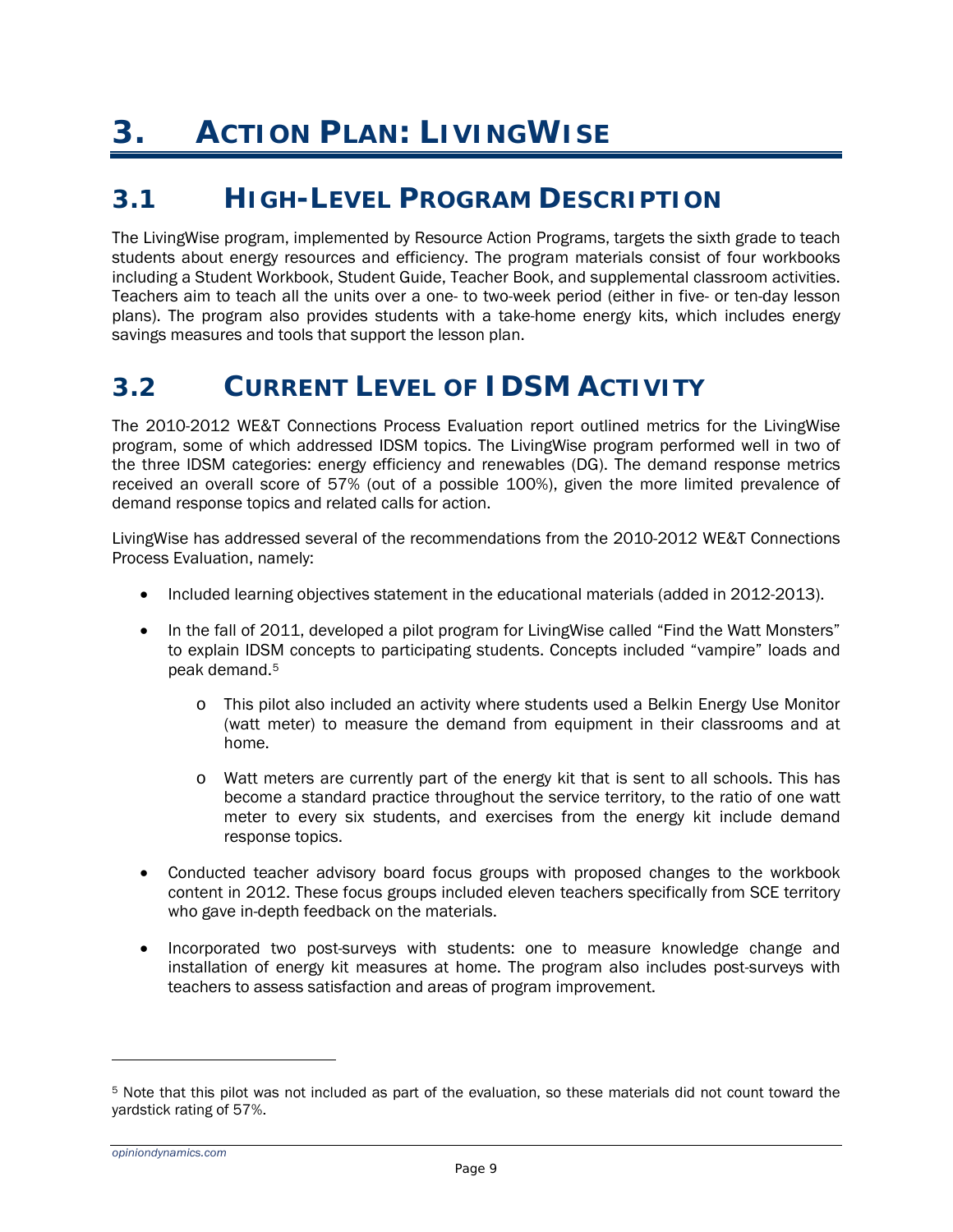# 3. Action Plan: LivingWise

## 3.1 High-Level Program Description

The LivingWise program, implemented by Resource Action Programs, targets the sixth grade to teach students about energy resources and efficiency. The program materials consist of four workbooks including a Student Workbook, Student Guide, Teacher Book, and supplemental classroom activities. Teachers aim to teach all the units over a one- to two-week period (either in five- or ten-day lesson plans). The program also provides students with a take-home energy kits, which includes energy savings measures and tools that support the lesson plan.

## 3.2 Current Level of IDSM Activity

The 2010-2012 WE&T Connections Process Evaluation report outlined metrics for the LivingWise program, some of which addressed IDSM topics. The LivingWise program performed well in two of the three IDSM categories: energy efficiency and renewables (DG). The demand response metrics received an overall score of 57% (out of a possible 100%), given the more limited prevalence of demand response topics and related calls for action.

LivingWise has addressed several of the recommendations from the 2010-2012 WE&T Connections Process Evaluation, namely:

- Included learning objectives statement in the educational materials (added in 2012-2013).
- In the fall of 2011, developed a pilot program for LivingWise called "Find the Watt Monsters" to explain IDSM concepts to participating students. Concepts included "vampire" loads and peak demand.[5]
  - This pilot also included an activity where students used a Belkin Energy Use Monitor (watt meter) to measure the demand from equipment in their classrooms and at home.
  - Watt meters are currently part of the energy kit that is sent to all schools. This has become a standard practice throughout the service territory, to the ratio of one watt meter to every six students, and exercises from the energy kit include demand response topics.
- Conducted teacher advisory board focus groups with proposed changes to the workbook content in 2012. These focus groups included eleven teachers specifically from SCE territory who gave in-depth feedback on the materials.
- Incorporated two post-surveys with students: one to measure knowledge change and installation of energy kit measures at home. The program also includes post-surveys with teachers to assess satisfaction and areas of program improvement.

---

[5] Note that this pilot was not included as part of the evaluation, so these materials did not count toward the yardstick rating of 57%.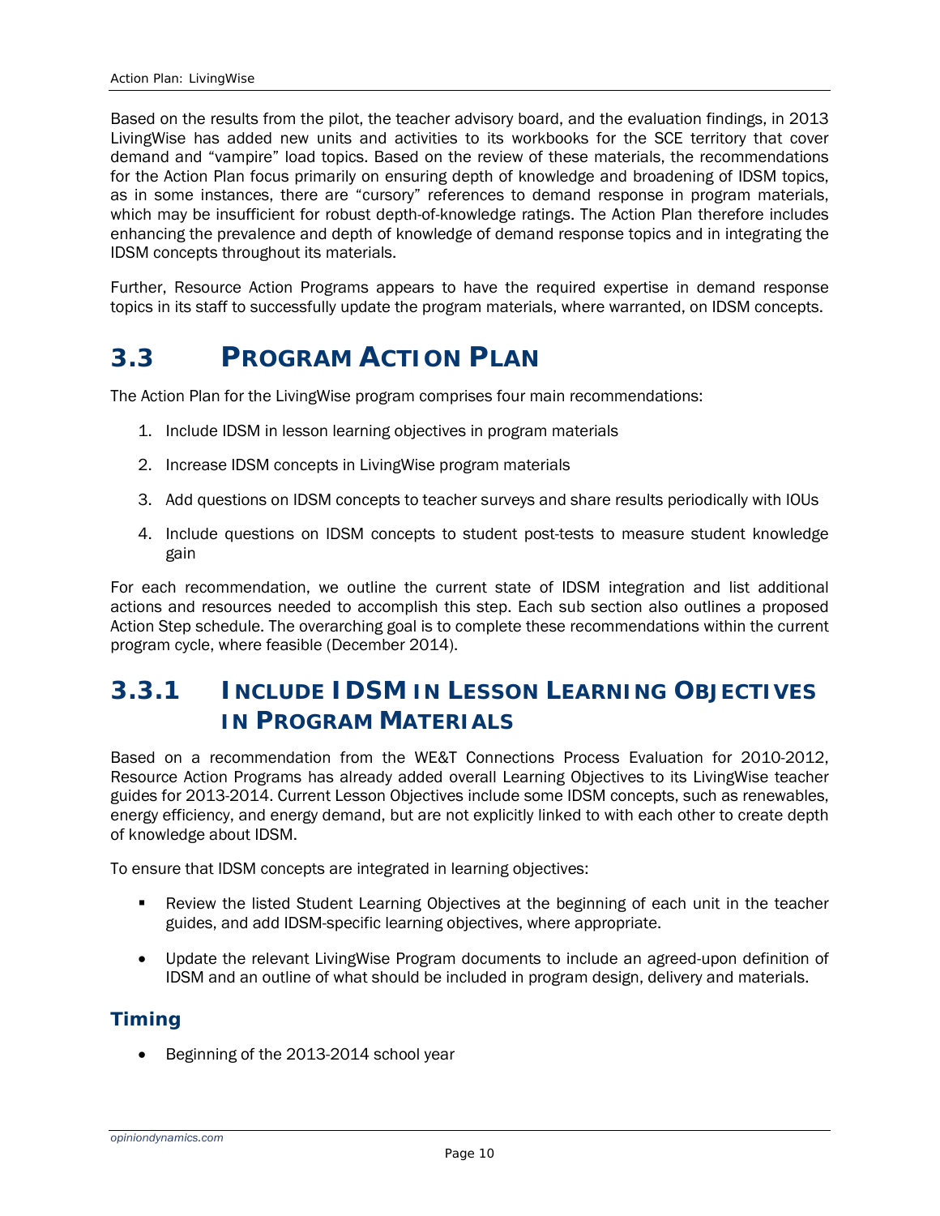Based on the results from the pilot, the teacher advisory board, and the evaluation findings, in 2013 LivingWise has added new units and activities to its workbooks for the SCE territory that cover demand and "vampire" load topics. Based on the review of these materials, the recommendations for the Action Plan focus primarily on ensuring depth of knowledge and broadening of IDSM topics, as in some instances, there are "cursory" references to demand response in program materials, which may be insufficient for robust depth-of-knowledge ratings. The Action Plan therefore includes enhancing the prevalence and depth of knowledge of demand response topics and in integrating the IDSM concepts throughout its materials.

Further, Resource Action Programs appears to have the required expertise in demand response topics in its staff to successfully update the program materials, where warranted, on IDSM concepts.

## 3.3 Program Action Plan

The Action Plan for the LivingWise program comprises four main recommendations:

1. Include IDSM in lesson learning objectives in program materials
2. Increase IDSM concepts in LivingWise program materials
3. Add questions on IDSM concepts to teacher surveys and share results periodically with IOUs
4. Include questions on IDSM concepts to student post-tests to measure student knowledge gain

For each recommendation, we outline the current state of IDSM integration and list additional actions and resources needed to accomplish this step. Each sub section also outlines a proposed Action Step schedule. The overarching goal is to complete these recommendations within the current program cycle, where feasible (December 2014).

### 3.3.1 Include IDSM in Lesson Learning Objectives in Program Materials

Based on a recommendation from the WE&T Connections Process Evaluation for 2010-2012, Resource Action Programs has already added overall Learning Objectives to its LivingWise teacher guides for 2013-2014. Current Lesson Objectives include some IDSM concepts, such as renewables, energy efficiency, and energy demand, but are not explicitly linked to with each other to create depth of knowledge about IDSM.

To ensure that IDSM concepts are integrated in learning objectives:

- Review the listed Student Learning Objectives at the beginning of each unit in the teacher guides, and add IDSM-specific learning objectives, where appropriate.
- Update the relevant LivingWise Program documents to include an agreed-upon definition of IDSM and an outline of what should be included in program design, delivery and materials.

#### Timing

- Beginning of the 2013-2014 school year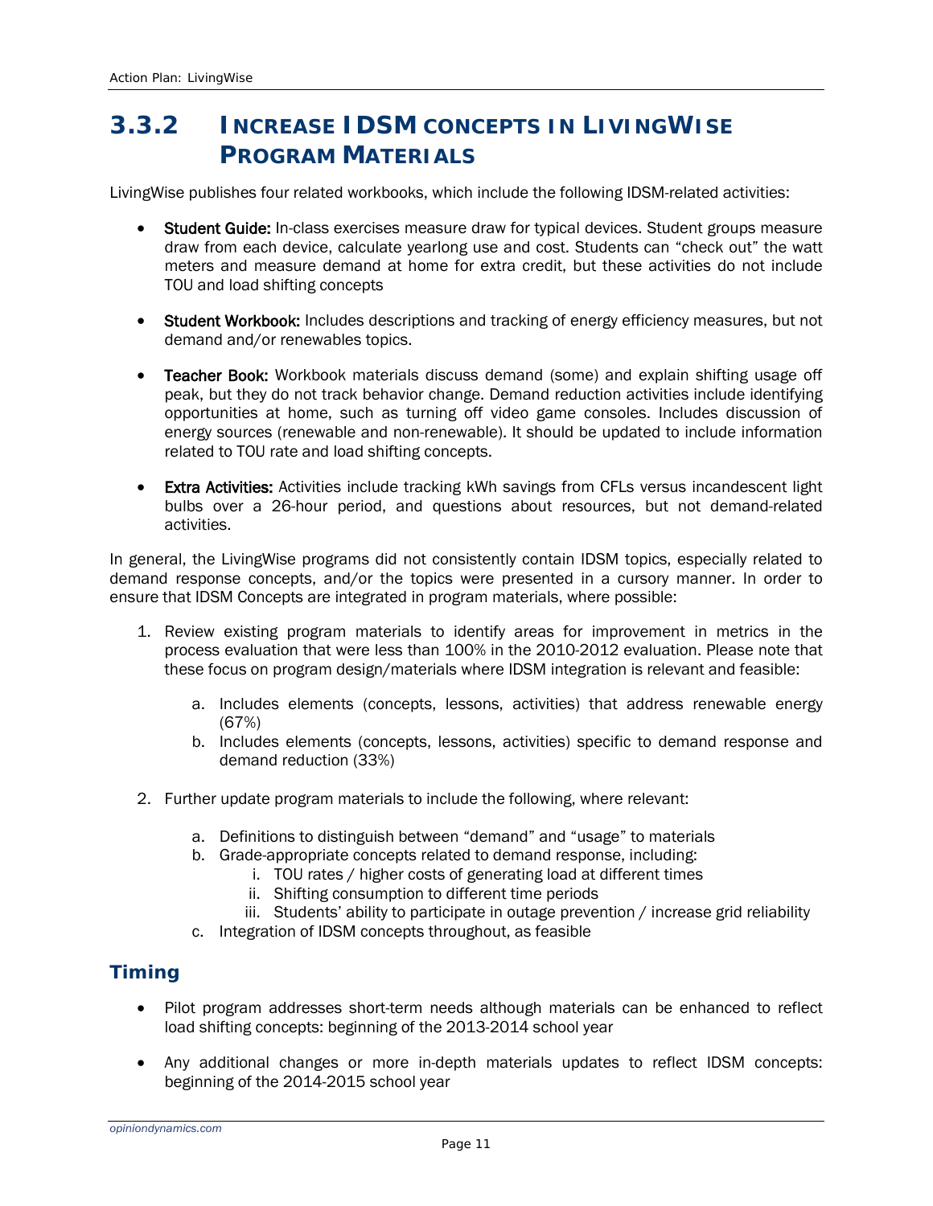### 3.3.2 Increase IDSM concepts in LivingWise Program Materials

LivingWise publishes four related workbooks, which include the following IDSM-related activities:

- **Student Guide:** In-class exercises measure draw for typical devices. Student groups measure draw from each device, calculate yearlong use and cost. Students can "check out" the watt meters and measure demand at home for extra credit, but these activities do not include TOU and load shifting concepts
- **Student Workbook:** Includes descriptions and tracking of energy efficiency measures, but not demand and/or renewables topics.
- **Teacher Book:** Workbook materials discuss demand (some) and explain shifting usage off peak, but they do not track behavior change. Demand reduction activities include identifying opportunities at home, such as turning off video game consoles. Includes discussion of energy sources (renewable and non-renewable). It should be updated to include information related to TOU rate and load shifting concepts.
- **Extra Activities:** Activities include tracking kWh savings from CFLs versus incandescent light bulbs over a 26-hour period, and questions about resources, but not demand-related activities.

In general, the LivingWise programs did not consistently contain IDSM topics, especially related to demand response concepts, and/or the topics were presented in a cursory manner. In order to ensure that IDSM Concepts are integrated in program materials, where possible:

1. Review existing program materials to identify areas for improvement in metrics in the process evaluation that were less than 100% in the 2010-2012 evaluation. Please note that these focus on program design/materials where IDSM integration is relevant and feasible:
    a. Includes elements (concepts, lessons, activities) that address renewable energy (67%)
    b. Includes elements (concepts, lessons, activities) specific to demand response and demand reduction (33%)
2. Further update program materials to include the following, where relevant:
    a. Definitions to distinguish between "demand" and "usage" to materials
    b. Grade-appropriate concepts related to demand response, including:
        i. TOU rates / higher costs of generating load at different times
        ii. Shifting consumption to different time periods
        iii. Students' ability to participate in outage prevention / increase grid reliability
    c. Integration of IDSM concepts throughout, as feasible

#### Timing

- Pilot program addresses short-term needs although materials can be enhanced to reflect load shifting concepts: beginning of the 2013-2014 school year
- Any additional changes or more in-depth materials updates to reflect IDSM concepts: beginning of the 2014-2015 school year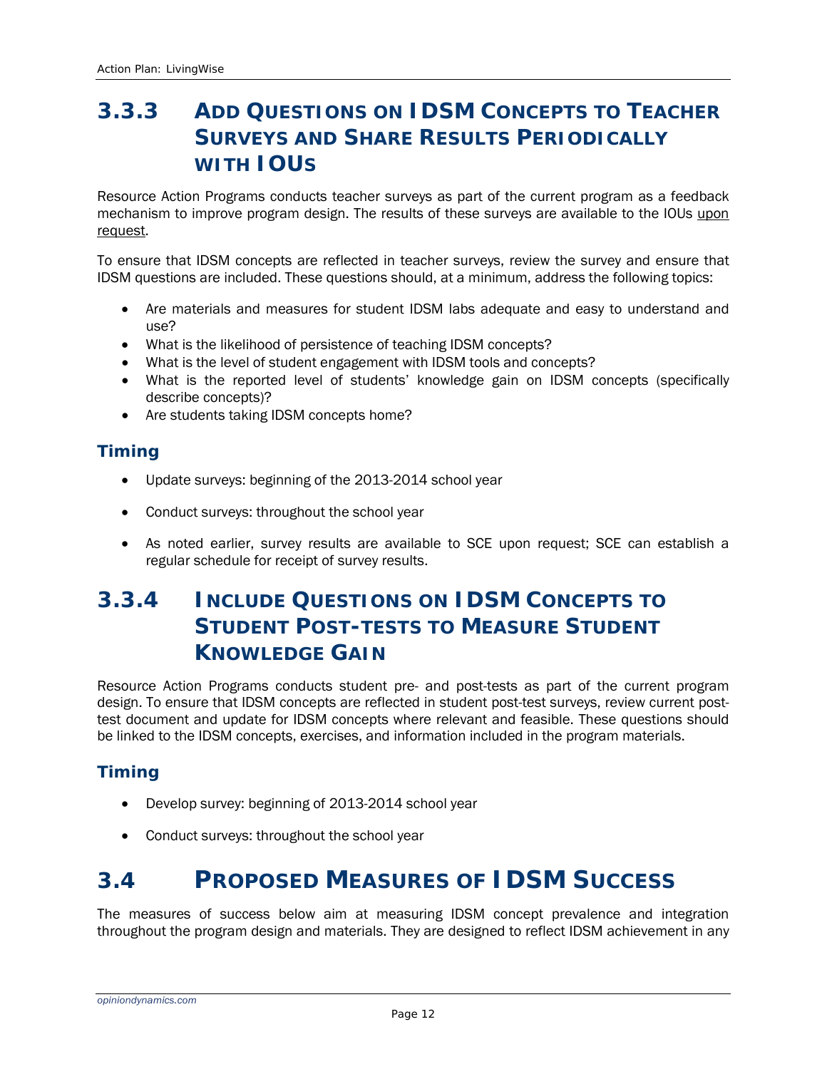### 3.3.3 Add Questions on IDSM Concepts to Teacher Surveys and Share Results Periodically with IOUs

Resource Action Programs conducts teacher surveys as part of the current program as a feedback mechanism to improve program design. The results of these surveys are available to the IOUs upon request.

To ensure that IDSM concepts are reflected in teacher surveys, review the survey and ensure that IDSM questions are included. These questions should, at a minimum, address the following topics:

- Are materials and measures for student IDSM labs adequate and easy to understand and use?
- What is the likelihood of persistence of teaching IDSM concepts?
- What is the level of student engagement with IDSM tools and concepts?
- What is the reported level of students' knowledge gain on IDSM concepts (specifically describe concepts)?
- Are students taking IDSM concepts home?

#### Timing

- Update surveys: beginning of the 2013-2014 school year
- Conduct surveys: throughout the school year
- As noted earlier, survey results are available to SCE upon request; SCE can establish a regular schedule for receipt of survey results.

### 3.3.4 Include Questions on IDSM Concepts to Student Post-tests to Measure Student Knowledge Gain

Resource Action Programs conducts student pre- and post-tests as part of the current program design. To ensure that IDSM concepts are reflected in student post-test surveys, review current post-test document and update for IDSM concepts where relevant and feasible. These questions should be linked to the IDSM concepts, exercises, and information included in the program materials.

#### Timing

- Develop survey: beginning of 2013-2014 school year
- Conduct surveys: throughout the school year

## 3.4 Proposed Measures of IDSM Success

The measures of success below aim at measuring IDSM concept prevalence and integration throughout the program design and materials. They are designed to reflect IDSM achievement in any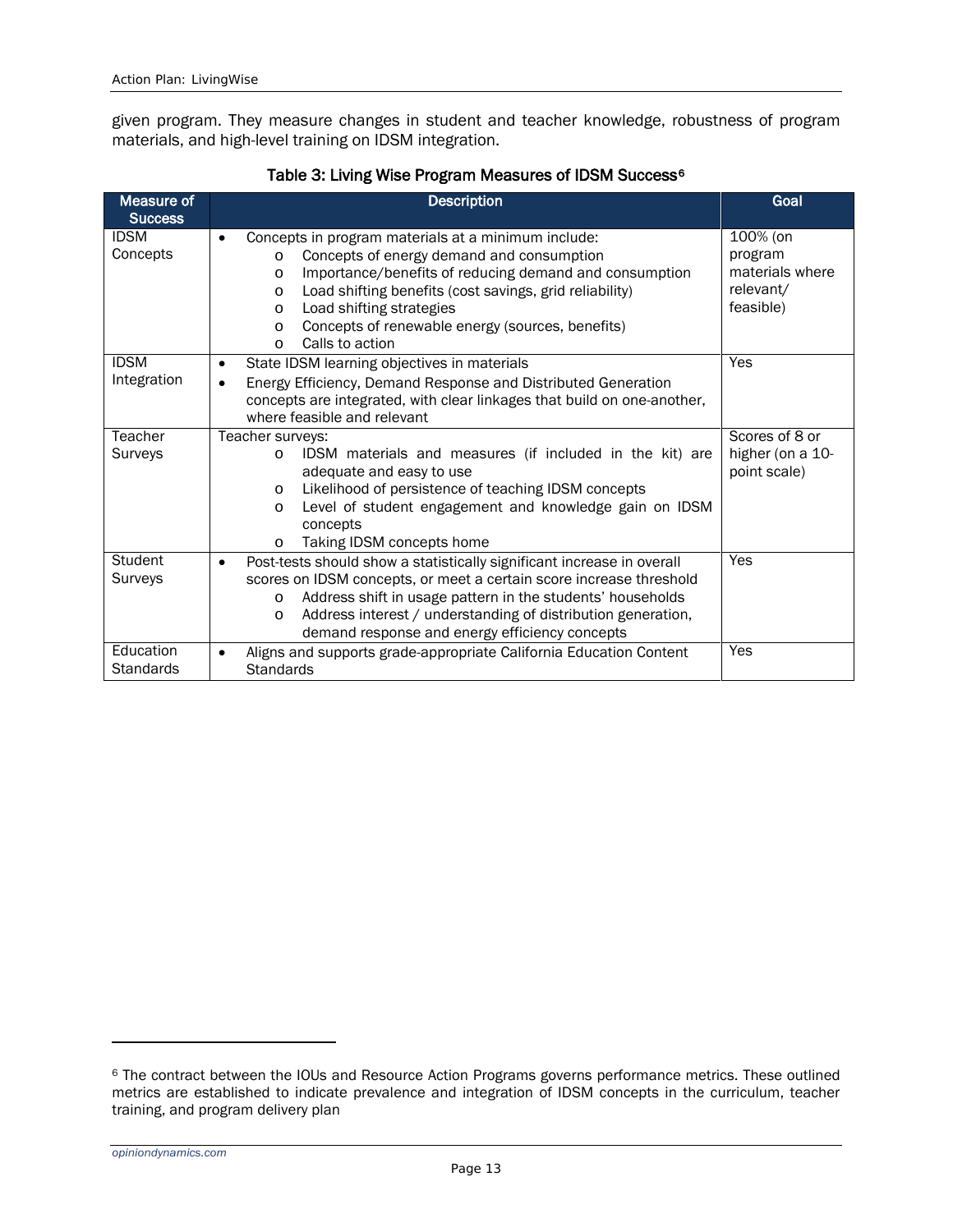given program. They measure changes in student and teacher knowledge, robustness of program materials, and high-level training on IDSM integration.

**Table 3: Living Wise Program Measures of IDSM Success[6]**

| Measure of Success | Description | Goal |
|---|---|---|
| IDSM Concepts | • Concepts in program materials at a minimum include:<br>  o Concepts of energy demand and consumption<br>  o Importance/benefits of reducing demand and consumption<br>  o Load shifting benefits (cost savings, grid reliability)<br>  o Load shifting strategies<br>  o Concepts of renewable energy (sources, benefits)<br>  o Calls to action | 100% (on program materials where relevant/ feasible) |
| IDSM Integration | • State IDSM learning objectives in materials<br>• Energy Efficiency, Demand Response and Distributed Generation concepts are integrated, with clear linkages that build on one-another, where feasible and relevant | Yes |
| Teacher Surveys | Teacher surveys:<br>  o IDSM materials and measures (if included in the kit) are adequate and easy to use<br>  o Likelihood of persistence of teaching IDSM concepts<br>  o Level of student engagement and knowledge gain on IDSM concepts<br>  o Taking IDSM concepts home | Scores of 8 or higher (on a 10-point scale) |
| Student Surveys | • Post-tests should show a statistically significant increase in overall scores on IDSM concepts, or meet a certain score increase threshold<br>  o Address shift in usage pattern in the students' households<br>  o Address interest / understanding of distribution generation, demand response and energy efficiency concepts | Yes |
| Education Standards | • Aligns and supports grade-appropriate California Education Content Standards | Yes |

[6] The contract between the IOUs and Resource Action Programs governs performance metrics. These outlined metrics are established to indicate prevalence and integration of IDSM concepts in the curriculum, teacher training, and program delivery plan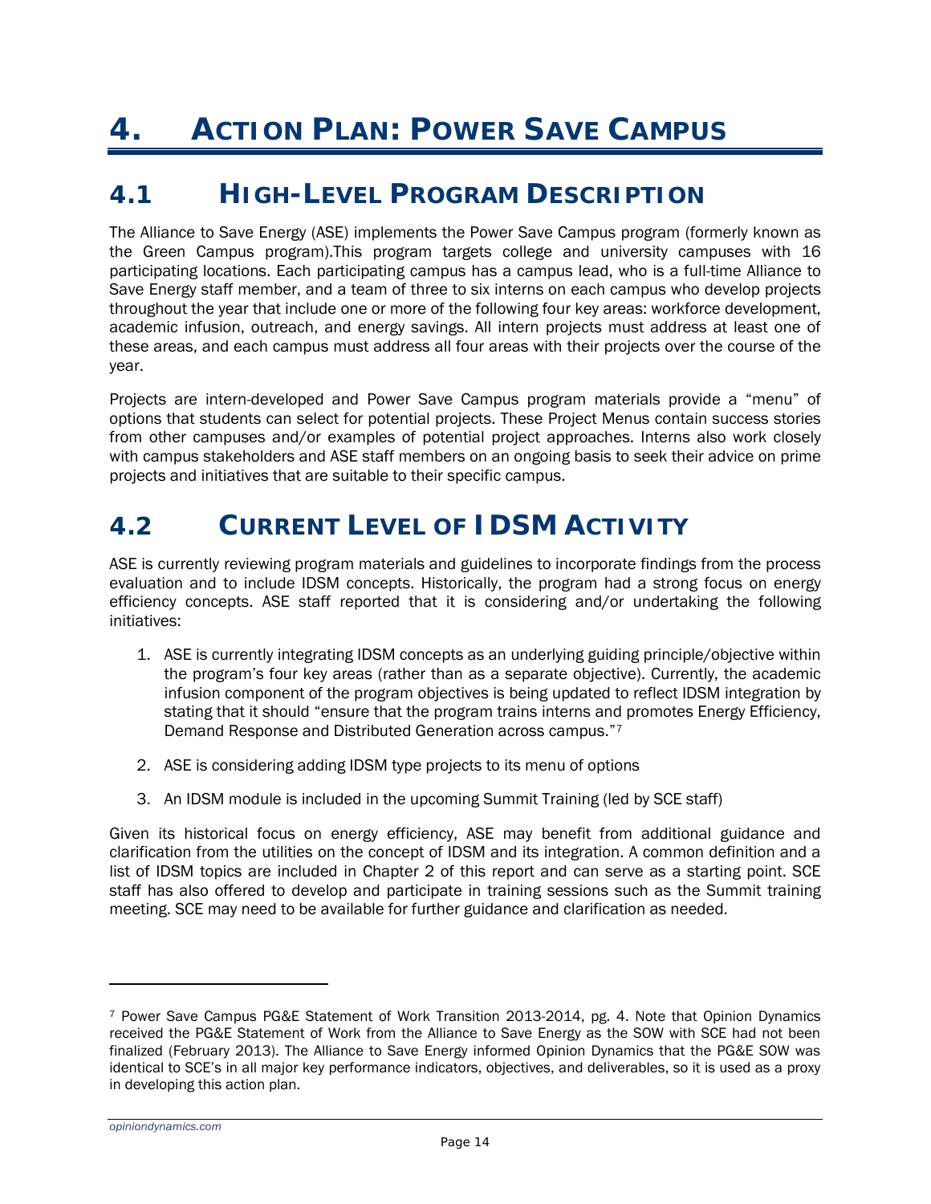# 4. Action Plan: Power Save Campus

## 4.1 High-Level Program Description

The Alliance to Save Energy (ASE) implements the Power Save Campus program (formerly known as the Green Campus program).This program targets college and university campuses with 16 participating locations. Each participating campus has a campus lead, who is a full-time Alliance to Save Energy staff member, and a team of three to six interns on each campus who develop projects throughout the year that include one or more of the following four key areas: workforce development, academic infusion, outreach, and energy savings. All intern projects must address at least one of these areas, and each campus must address all four areas with their projects over the course of the year.

Projects are intern-developed and Power Save Campus program materials provide a "menu" of options that students can select for potential projects. These Project Menus contain success stories from other campuses and/or examples of potential project approaches. Interns also work closely with campus stakeholders and ASE staff members on an ongoing basis to seek their advice on prime projects and initiatives that are suitable to their specific campus.

## 4.2 Current Level of IDSM Activity

ASE is currently reviewing program materials and guidelines to incorporate findings from the process evaluation and to include IDSM concepts. Historically, the program had a strong focus on energy efficiency concepts. ASE staff reported that it is considering and/or undertaking the following initiatives:

1. ASE is currently integrating IDSM concepts as an underlying guiding principle/objective within the program's four key areas (rather than as a separate objective). Currently, the academic infusion component of the program objectives is being updated to reflect IDSM integration by stating that it should "ensure that the program trains interns and promotes Energy Efficiency, Demand Response and Distributed Generation across campus."[7]

2. ASE is considering adding IDSM type projects to its menu of options

3. An IDSM module is included in the upcoming Summit Training (led by SCE staff)

Given its historical focus on energy efficiency, ASE may benefit from additional guidance and clarification from the utilities on the concept of IDSM and its integration. A common definition and a list of IDSM topics are included in Chapter 2 of this report and can serve as a starting point. SCE staff has also offered to develop and participate in training sessions such as the Summit training meeting. SCE may need to be available for further guidance and clarification as needed.

---

[7] Power Save Campus PG&E Statement of Work Transition 2013-2014, pg. 4. Note that Opinion Dynamics received the PG&E Statement of Work from the Alliance to Save Energy as the SOW with SCE had not been finalized (February 2013). The Alliance to Save Energy informed Opinion Dynamics that the PG&E SOW was identical to SCE's in all major key performance indicators, objectives, and deliverables, so it is used as a proxy in developing this action plan.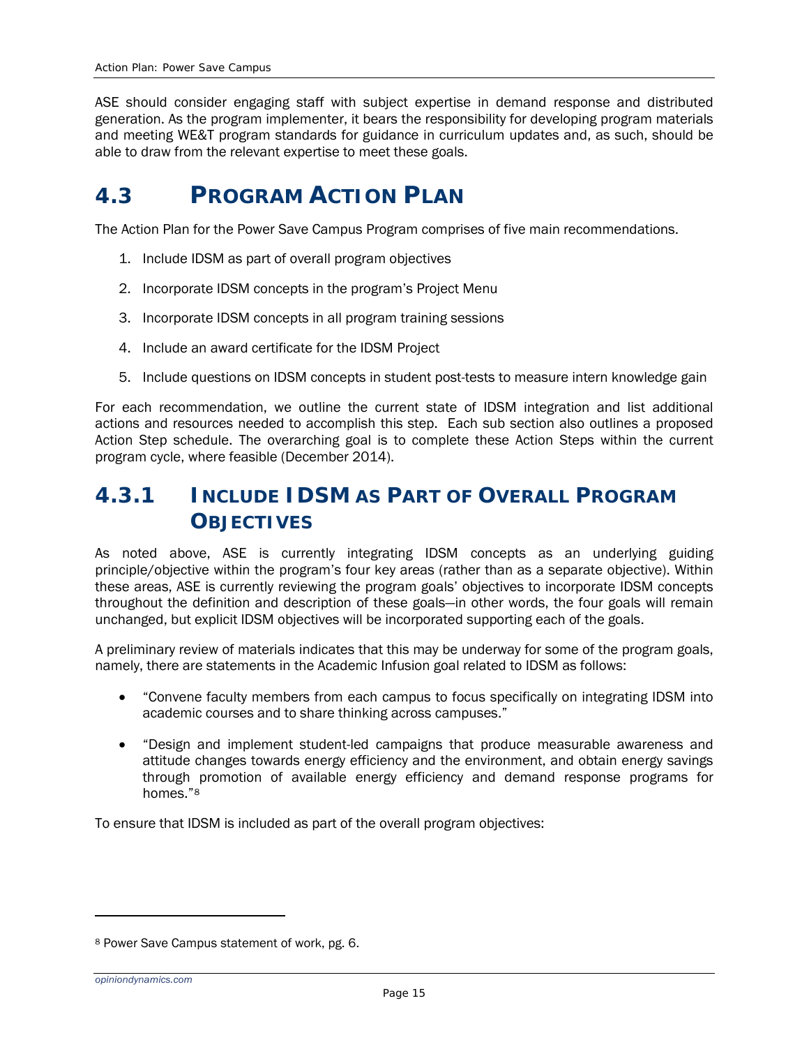ASE should consider engaging staff with subject expertise in demand response and distributed generation. As the program implementer, it bears the responsibility for developing program materials and meeting WE&T program standards for guidance in curriculum updates and, as such, should be able to draw from the relevant expertise to meet these goals.

## 4.3 Program Action Plan

The Action Plan for the Power Save Campus Program comprises of five main recommendations.

1. Include IDSM as part of overall program objectives
2. Incorporate IDSM concepts in the program's Project Menu
3. Incorporate IDSM concepts in all program training sessions
4. Include an award certificate for the IDSM Project
5. Include questions on IDSM concepts in student post-tests to measure intern knowledge gain

For each recommendation, we outline the current state of IDSM integration and list additional actions and resources needed to accomplish this step. Each sub section also outlines a proposed Action Step schedule. The overarching goal is to complete these Action Steps within the current program cycle, where feasible (December 2014).

### 4.3.1 Include IDSM as Part of Overall Program Objectives

As noted above, ASE is currently integrating IDSM concepts as an underlying guiding principle/objective within the program's four key areas (rather than as a separate objective). Within these areas, ASE is currently reviewing the program goals' objectives to incorporate IDSM concepts throughout the definition and description of these goals—in other words, the four goals will remain unchanged, but explicit IDSM objectives will be incorporated supporting each of the goals.

A preliminary review of materials indicates that this may be underway for some of the program goals, namely, there are statements in the Academic Infusion goal related to IDSM as follows:

- "Convene faculty members from each campus to focus specifically on integrating IDSM into academic courses and to share thinking across campuses."
- "Design and implement student-led campaigns that produce measurable awareness and attitude changes towards energy efficiency and the environment, and obtain energy savings through promotion of available energy efficiency and demand response programs for homes."[8]

To ensure that IDSM is included as part of the overall program objectives:

[8] Power Save Campus statement of work, pg. 6.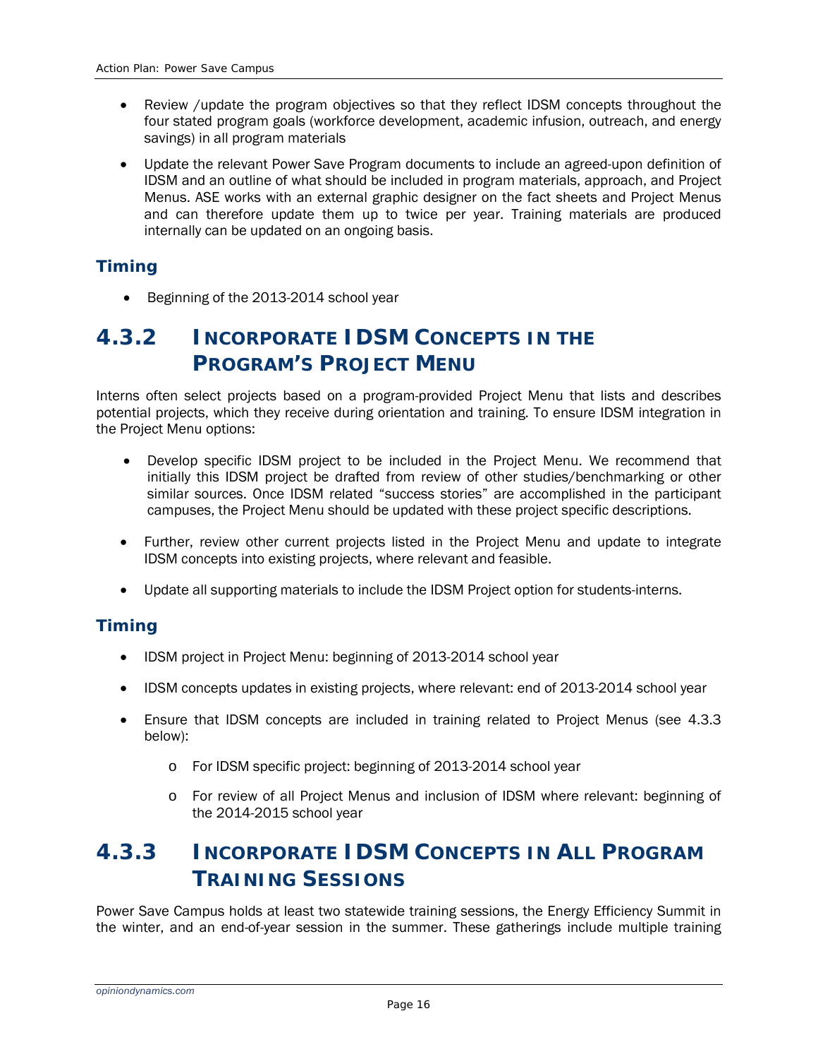- Review /update the program objectives so that they reflect IDSM concepts throughout the four stated program goals (workforce development, academic infusion, outreach, and energy savings) in all program materials
- Update the relevant Power Save Program documents to include an agreed-upon definition of IDSM and an outline of what should be included in program materials, approach, and Project Menus. ASE works with an external graphic designer on the fact sheets and Project Menus and can therefore update them up to twice per year. Training materials are produced internally can be updated on an ongoing basis.

### Timing

- Beginning of the 2013-2014 school year

## 4.3.2 Incorporate IDSM Concepts in the Program's Project Menu

Interns often select projects based on a program-provided Project Menu that lists and describes potential projects, which they receive during orientation and training. To ensure IDSM integration in the Project Menu options:

- Develop specific IDSM project to be included in the Project Menu. We recommend that initially this IDSM project be drafted from review of other studies/benchmarking or other similar sources. Once IDSM related "success stories" are accomplished in the participant campuses, the Project Menu should be updated with these project specific descriptions.
- Further, review other current projects listed in the Project Menu and update to integrate IDSM concepts into existing projects, where relevant and feasible.
- Update all supporting materials to include the IDSM Project option for students-interns.

### Timing

- IDSM project in Project Menu: beginning of 2013-2014 school year
- IDSM concepts updates in existing projects, where relevant: end of 2013-2014 school year
- Ensure that IDSM concepts are included in training related to Project Menus (see 4.3.3 below):
  - For IDSM specific project: beginning of 2013-2014 school year
  - For review of all Project Menus and inclusion of IDSM where relevant: beginning of the 2014-2015 school year

## 4.3.3 Incorporate IDSM Concepts in All Program Training Sessions

Power Save Campus holds at least two statewide training sessions, the Energy Efficiency Summit in the winter, and an end-of-year session in the summer. These gatherings include multiple training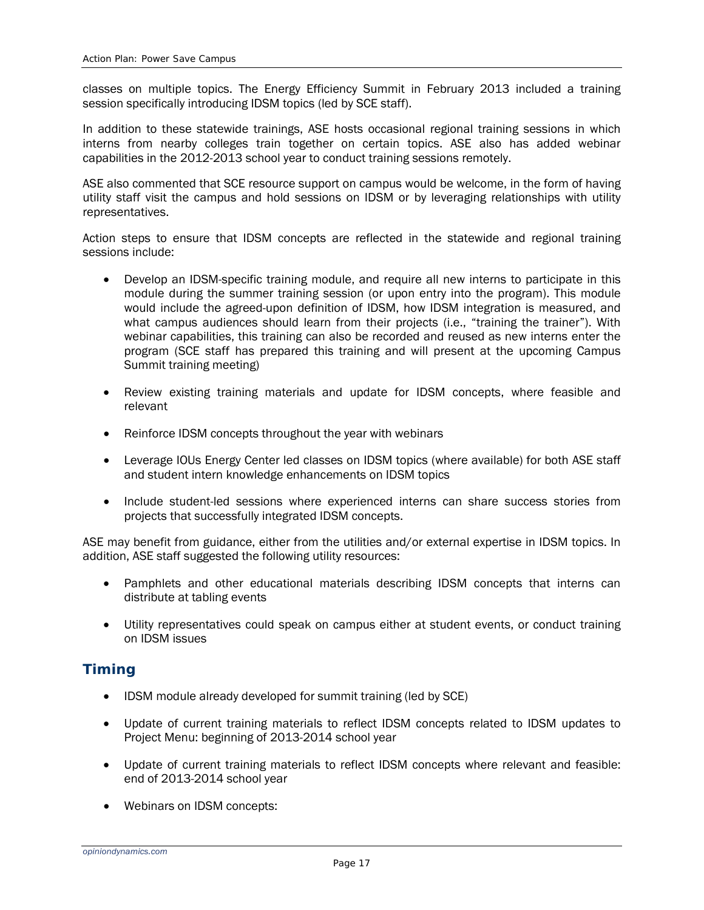classes on multiple topics. The Energy Efficiency Summit in February 2013 included a training session specifically introducing IDSM topics (led by SCE staff).

In addition to these statewide trainings, ASE hosts occasional regional training sessions in which interns from nearby colleges train together on certain topics. ASE also has added webinar capabilities in the 2012-2013 school year to conduct training sessions remotely.

ASE also commented that SCE resource support on campus would be welcome, in the form of having utility staff visit the campus and hold sessions on IDSM or by leveraging relationships with utility representatives.

Action steps to ensure that IDSM concepts are reflected in the statewide and regional training sessions include:

- Develop an IDSM-specific training module, and require all new interns to participate in this module during the summer training session (or upon entry into the program). This module would include the agreed-upon definition of IDSM, how IDSM integration is measured, and what campus audiences should learn from their projects (i.e., "training the trainer"). With webinar capabilities, this training can also be recorded and reused as new interns enter the program (SCE staff has prepared this training and will present at the upcoming Campus Summit training meeting)
- Review existing training materials and update for IDSM concepts, where feasible and relevant
- Reinforce IDSM concepts throughout the year with webinars
- Leverage IOUs Energy Center led classes on IDSM topics (where available) for both ASE staff and student intern knowledge enhancements on IDSM topics
- Include student-led sessions where experienced interns can share success stories from projects that successfully integrated IDSM concepts.

ASE may benefit from guidance, either from the utilities and/or external expertise in IDSM topics. In addition, ASE staff suggested the following utility resources:

- Pamphlets and other educational materials describing IDSM concepts that interns can distribute at tabling events
- Utility representatives could speak on campus either at student events, or conduct training on IDSM issues

## Timing

- IDSM module already developed for summit training (led by SCE)
- Update of current training materials to reflect IDSM concepts related to IDSM updates to Project Menu: beginning of 2013-2014 school year
- Update of current training materials to reflect IDSM concepts where relevant and feasible: end of 2013-2014 school year
- Webinars on IDSM concepts: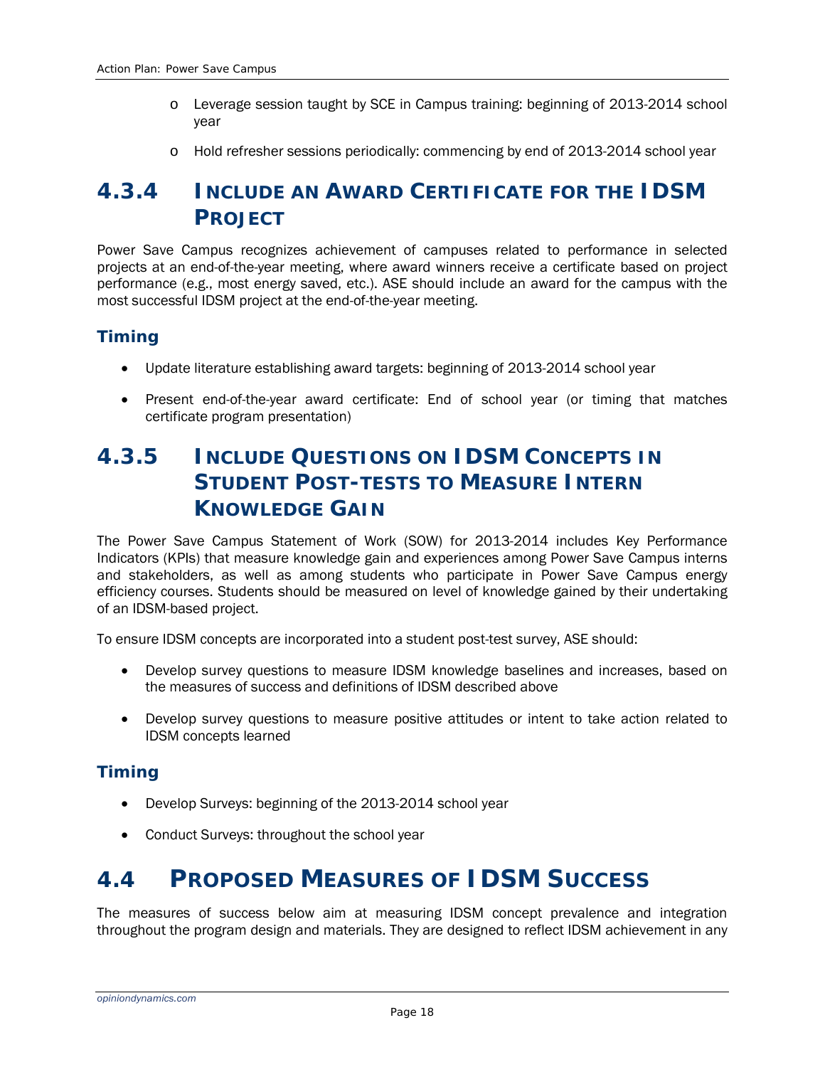- Leverage session taught by SCE in Campus training: beginning of 2013-2014 school year
- Hold refresher sessions periodically: commencing by end of 2013-2014 school year

### 4.3.4 Include an Award Certificate for the IDSM Project

Power Save Campus recognizes achievement of campuses related to performance in selected projects at an end-of-the-year meeting, where award winners receive a certificate based on project performance (e.g., most energy saved, etc.). ASE should include an award for the campus with the most successful IDSM project at the end-of-the-year meeting.

#### Timing

- Update literature establishing award targets: beginning of 2013-2014 school year
- Present end-of-the-year award certificate: End of school year (or timing that matches certificate program presentation)

### 4.3.5 Include Questions on IDSM Concepts in Student Post-tests to Measure Intern Knowledge Gain

The Power Save Campus Statement of Work (SOW) for 2013-2014 includes Key Performance Indicators (KPIs) that measure knowledge gain and experiences among Power Save Campus interns and stakeholders, as well as among students who participate in Power Save Campus energy efficiency courses. Students should be measured on level of knowledge gained by their undertaking of an IDSM-based project.

To ensure IDSM concepts are incorporated into a student post-test survey, ASE should:

- Develop survey questions to measure IDSM knowledge baselines and increases, based on the measures of success and definitions of IDSM described above
- Develop survey questions to measure positive attitudes or intent to take action related to IDSM concepts learned

#### Timing

- Develop Surveys: beginning of the 2013-2014 school year
- Conduct Surveys: throughout the school year

## 4.4 Proposed Measures of IDSM Success

The measures of success below aim at measuring IDSM concept prevalence and integration throughout the program design and materials. They are designed to reflect IDSM achievement in any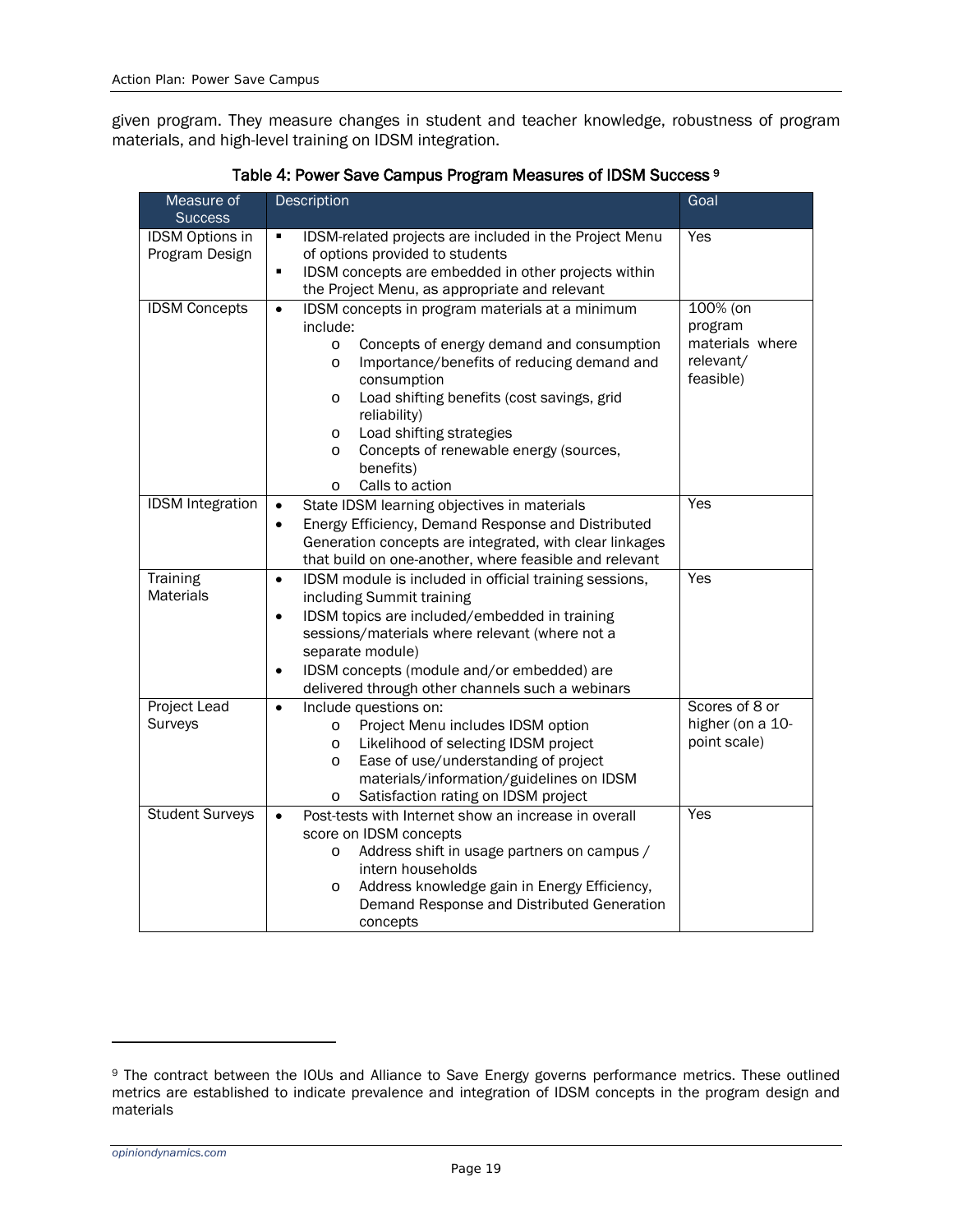given program. They measure changes in student and teacher knowledge, robustness of program materials, and high-level training on IDSM integration.

**Table 4: Power Save Campus Program Measures of IDSM Success** [9]

| Measure of Success | Description | Goal |
|---|---|---|
| IDSM Options in Program Design | ▪ IDSM-related projects are included in the Project Menu of options provided to students<br>▪ IDSM concepts are embedded in other projects within the Project Menu, as appropriate and relevant | Yes |
| IDSM Concepts | • IDSM concepts in program materials at a minimum include:<br>&nbsp;&nbsp;&nbsp;&nbsp;o Concepts of energy demand and consumption<br>&nbsp;&nbsp;&nbsp;&nbsp;o Importance/benefits of reducing demand and consumption<br>&nbsp;&nbsp;&nbsp;&nbsp;o Load shifting benefits (cost savings, grid reliability)<br>&nbsp;&nbsp;&nbsp;&nbsp;o Load shifting strategies<br>&nbsp;&nbsp;&nbsp;&nbsp;o Concepts of renewable energy (sources, benefits)<br>&nbsp;&nbsp;&nbsp;&nbsp;o Calls to action | 100% (on program materials where relevant/ feasible) |
| IDSM Integration | • State IDSM learning objectives in materials<br>• Energy Efficiency, Demand Response and Distributed Generation concepts are integrated, with clear linkages that build on one-another, where feasible and relevant | Yes |
| Training Materials | • IDSM module is included in official training sessions, including Summit training<br>• IDSM topics are included/embedded in training sessions/materials where relevant (where not a separate module)<br>• IDSM concepts (module and/or embedded) are delivered through other channels such a webinars | Yes |
| Project Lead Surveys | • Include questions on:<br>&nbsp;&nbsp;&nbsp;&nbsp;o Project Menu includes IDSM option<br>&nbsp;&nbsp;&nbsp;&nbsp;o Likelihood of selecting IDSM project<br>&nbsp;&nbsp;&nbsp;&nbsp;o Ease of use/understanding of project materials/information/guidelines on IDSM<br>&nbsp;&nbsp;&nbsp;&nbsp;o Satisfaction rating on IDSM project | Scores of 8 or higher (on a 10-point scale) |
| Student Surveys | • Post-tests with Internet show an increase in overall score on IDSM concepts<br>&nbsp;&nbsp;&nbsp;&nbsp;o Address shift in usage partners on campus / intern households<br>&nbsp;&nbsp;&nbsp;&nbsp;o Address knowledge gain in Energy Efficiency, Demand Response and Distributed Generation concepts | Yes |

[9] The contract between the IOUs and Alliance to Save Energy governs performance metrics. These outlined metrics are established to indicate prevalence and integration of IDSM concepts in the program design and materials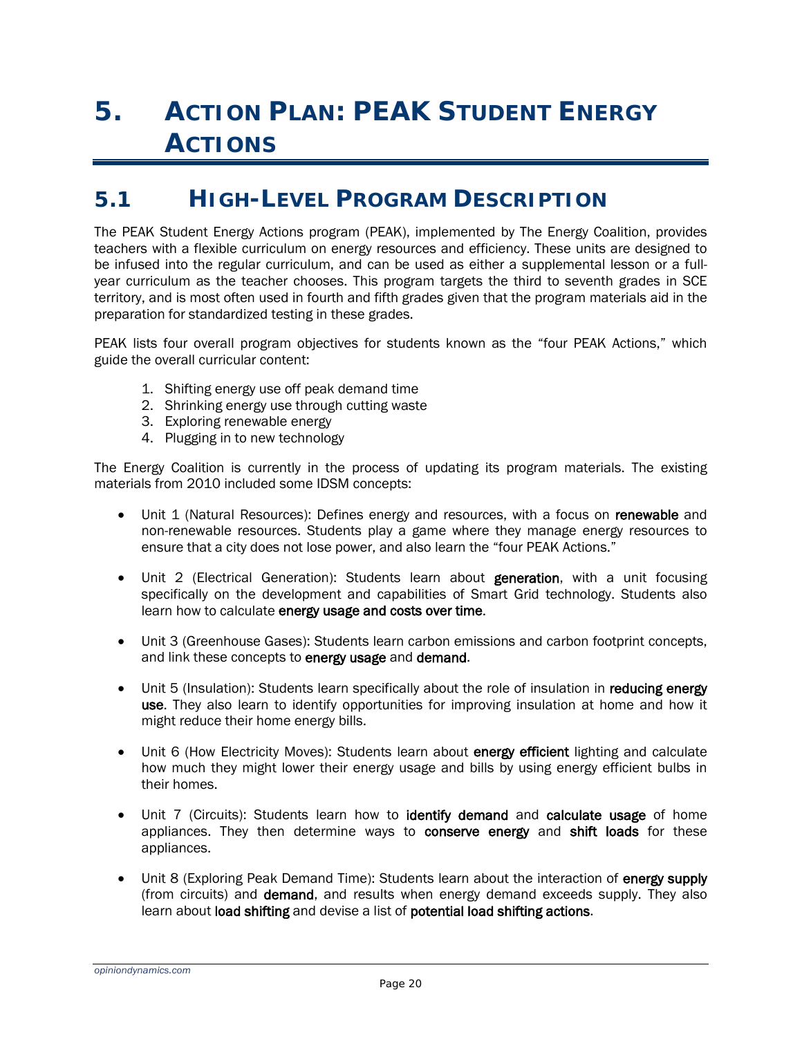# 5. Action Plan: PEAK Student Energy Actions

## 5.1 High-Level Program Description

The PEAK Student Energy Actions program (PEAK), implemented by The Energy Coalition, provides teachers with a flexible curriculum on energy resources and efficiency. These units are designed to be infused into the regular curriculum, and can be used as either a supplemental lesson or a full-year curriculum as the teacher chooses. This program targets the third to seventh grades in SCE territory, and is most often used in fourth and fifth grades given that the program materials aid in the preparation for standardized testing in these grades.

PEAK lists four overall program objectives for students known as the "four PEAK Actions," which guide the overall curricular content:

1. Shifting energy use off peak demand time
2. Shrinking energy use through cutting waste
3. Exploring renewable energy
4. Plugging in to new technology

The Energy Coalition is currently in the process of updating its program materials. The existing materials from 2010 included some IDSM concepts:

- Unit 1 (Natural Resources): Defines energy and resources, with a focus on **renewable** and non-renewable resources. Students play a game where they manage energy resources to ensure that a city does not lose power, and also learn the "four PEAK Actions."
- Unit 2 (Electrical Generation): Students learn about **generation**, with a unit focusing specifically on the development and capabilities of Smart Grid technology. Students also learn how to calculate **energy usage and costs over time**.
- Unit 3 (Greenhouse Gases): Students learn carbon emissions and carbon footprint concepts, and link these concepts to **energy usage** and **demand**.
- Unit 5 (Insulation): Students learn specifically about the role of insulation in **reducing energy use**. They also learn to identify opportunities for improving insulation at home and how it might reduce their home energy bills.
- Unit 6 (How Electricity Moves): Students learn about **energy efficient** lighting and calculate how much they might lower their energy usage and bills by using energy efficient bulbs in their homes.
- Unit 7 (Circuits): Students learn how to **identify demand** and **calculate usage** of home appliances. They then determine ways to **conserve energy** and **shift loads** for these appliances.
- Unit 8 (Exploring Peak Demand Time): Students learn about the interaction of **energy supply** (from circuits) and **demand**, and results when energy demand exceeds supply. They also learn about **load shifting** and devise a list of **potential load shifting actions**.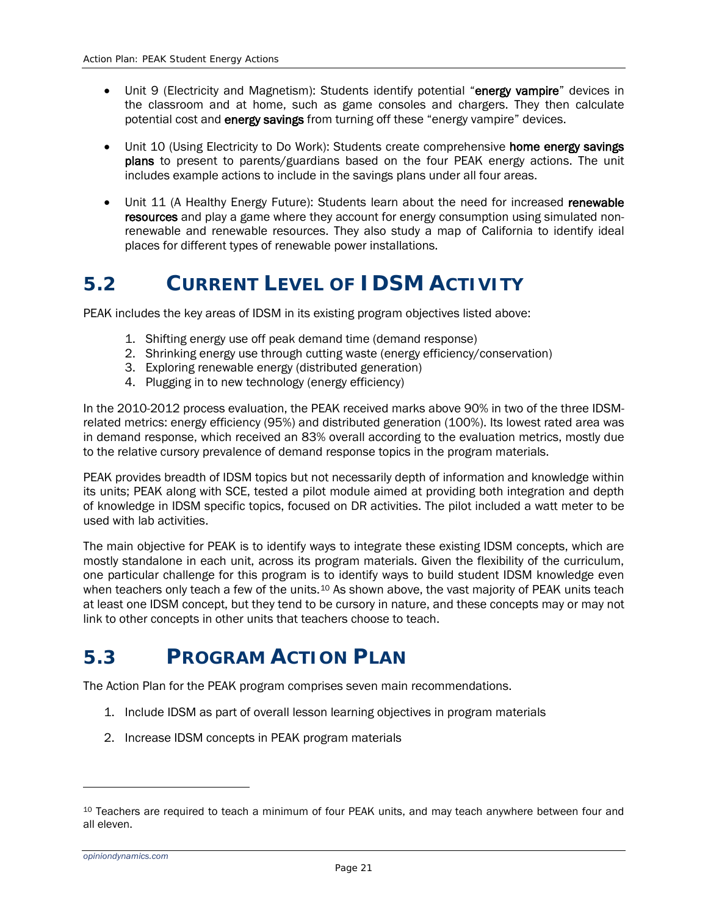- Unit 9 (Electricity and Magnetism): Students identify potential "**energy vampire**" devices in the classroom and at home, such as game consoles and chargers. They then calculate potential cost and **energy savings** from turning off these "energy vampire" devices.

- Unit 10 (Using Electricity to Do Work): Students create comprehensive **home energy savings plans** to present to parents/guardians based on the four PEAK energy actions. The unit includes example actions to include in the savings plans under all four areas.

- Unit 11 (A Healthy Energy Future): Students learn about the need for increased **renewable resources** and play a game where they account for energy consumption using simulated non-renewable and renewable resources. They also study a map of California to identify ideal places for different types of renewable power installations.

## 5.2 Current Level of IDSM Activity

PEAK includes the key areas of IDSM in its existing program objectives listed above:

1. Shifting energy use off peak demand time (demand response)
2. Shrinking energy use through cutting waste (energy efficiency/conservation)
3. Exploring renewable energy (distributed generation)
4. Plugging in to new technology (energy efficiency)

In the 2010-2012 process evaluation, the PEAK received marks above 90% in two of the three IDSM-related metrics: energy efficiency (95%) and distributed generation (100%). Its lowest rated area was in demand response, which received an 83% overall according to the evaluation metrics, mostly due to the relative cursory prevalence of demand response topics in the program materials.

PEAK provides breadth of IDSM topics but not necessarily depth of information and knowledge within its units; PEAK along with SCE, tested a pilot module aimed at providing both integration and depth of knowledge in IDSM specific topics, focused on DR activities. The pilot included a watt meter to be used with lab activities.

The main objective for PEAK is to identify ways to integrate these existing IDSM concepts, which are mostly standalone in each unit, across its program materials. Given the flexibility of the curriculum, one particular challenge for this program is to identify ways to build student IDSM knowledge even when teachers only teach a few of the units.[10] As shown above, the vast majority of PEAK units teach at least one IDSM concept, but they tend to be cursory in nature, and these concepts may or may not link to other concepts in other units that teachers choose to teach.

## 5.3 Program Action Plan

The Action Plan for the PEAK program comprises seven main recommendations.

1. Include IDSM as part of overall lesson learning objectives in program materials

2. Increase IDSM concepts in PEAK program materials

---

[10] Teachers are required to teach a minimum of four PEAK units, and may teach anywhere between four and all eleven.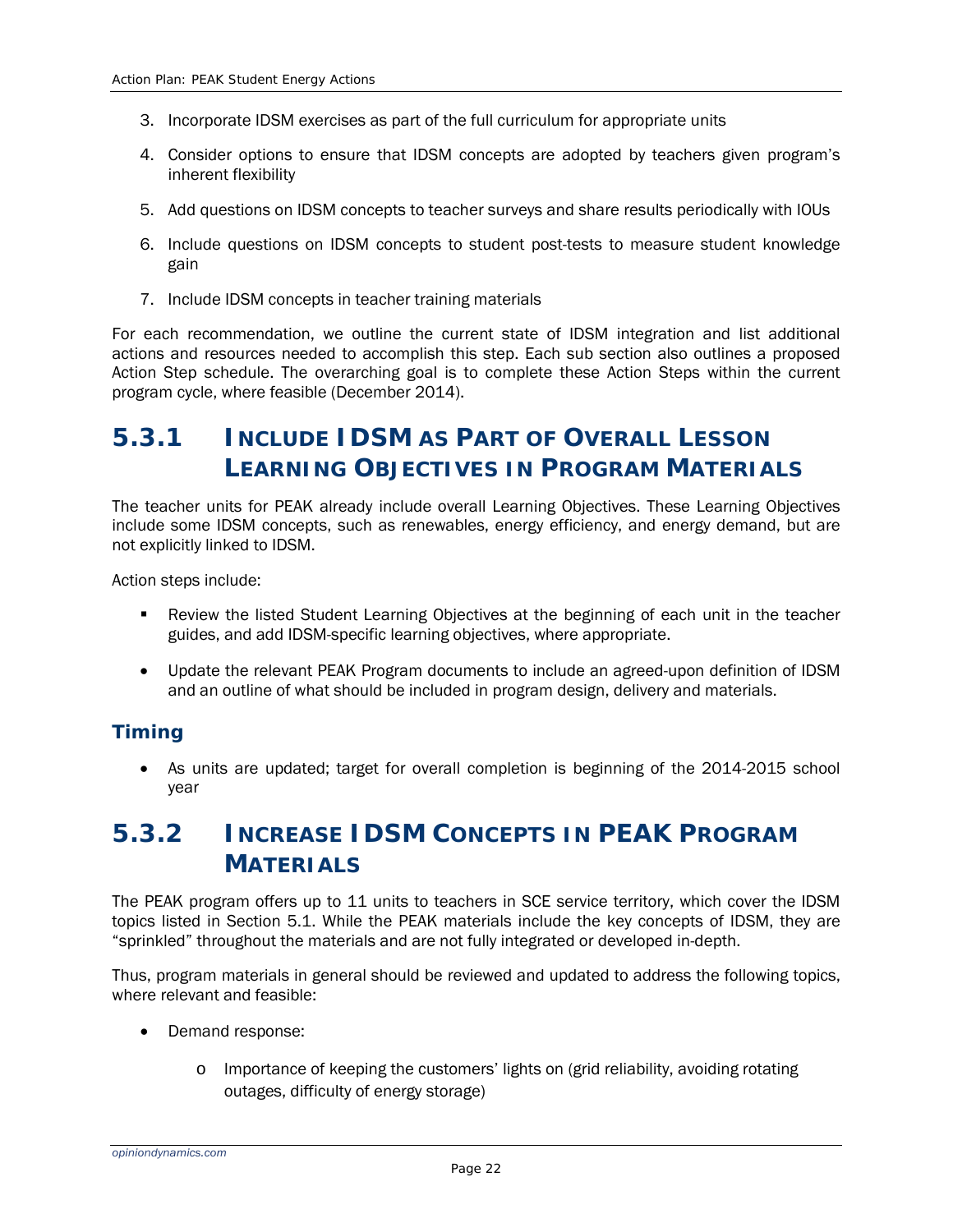3. Incorporate IDSM exercises as part of the full curriculum for appropriate units
4. Consider options to ensure that IDSM concepts are adopted by teachers given program's inherent flexibility
5. Add questions on IDSM concepts to teacher surveys and share results periodically with IOUs
6. Include questions on IDSM concepts to student post-tests to measure student knowledge gain
7. Include IDSM concepts in teacher training materials

For each recommendation, we outline the current state of IDSM integration and list additional actions and resources needed to accomplish this step. Each sub section also outlines a proposed Action Step schedule. The overarching goal is to complete these Action Steps within the current program cycle, where feasible (December 2014).

## 5.3.1 Include IDSM as Part of Overall Lesson Learning Objectives in Program Materials

The teacher units for PEAK already include overall Learning Objectives. These Learning Objectives include some IDSM concepts, such as renewables, energy efficiency, and energy demand, but are not explicitly linked to IDSM.

Action steps include:

- Review the listed Student Learning Objectives at the beginning of each unit in the teacher guides, and add IDSM-specific learning objectives, where appropriate.
- Update the relevant PEAK Program documents to include an agreed-upon definition of IDSM and an outline of what should be included in program design, delivery and materials.

### Timing

- As units are updated; target for overall completion is beginning of the 2014-2015 school year

## 5.3.2 Increase IDSM Concepts in PEAK Program Materials

The PEAK program offers up to 11 units to teachers in SCE service territory, which cover the IDSM topics listed in Section 5.1. While the PEAK materials include the key concepts of IDSM, they are "sprinkled" throughout the materials and are not fully integrated or developed in-depth.

Thus, program materials in general should be reviewed and updated to address the following topics, where relevant and feasible:

- Demand response:
  - Importance of keeping the customers' lights on (grid reliability, avoiding rotating outages, difficulty of energy storage)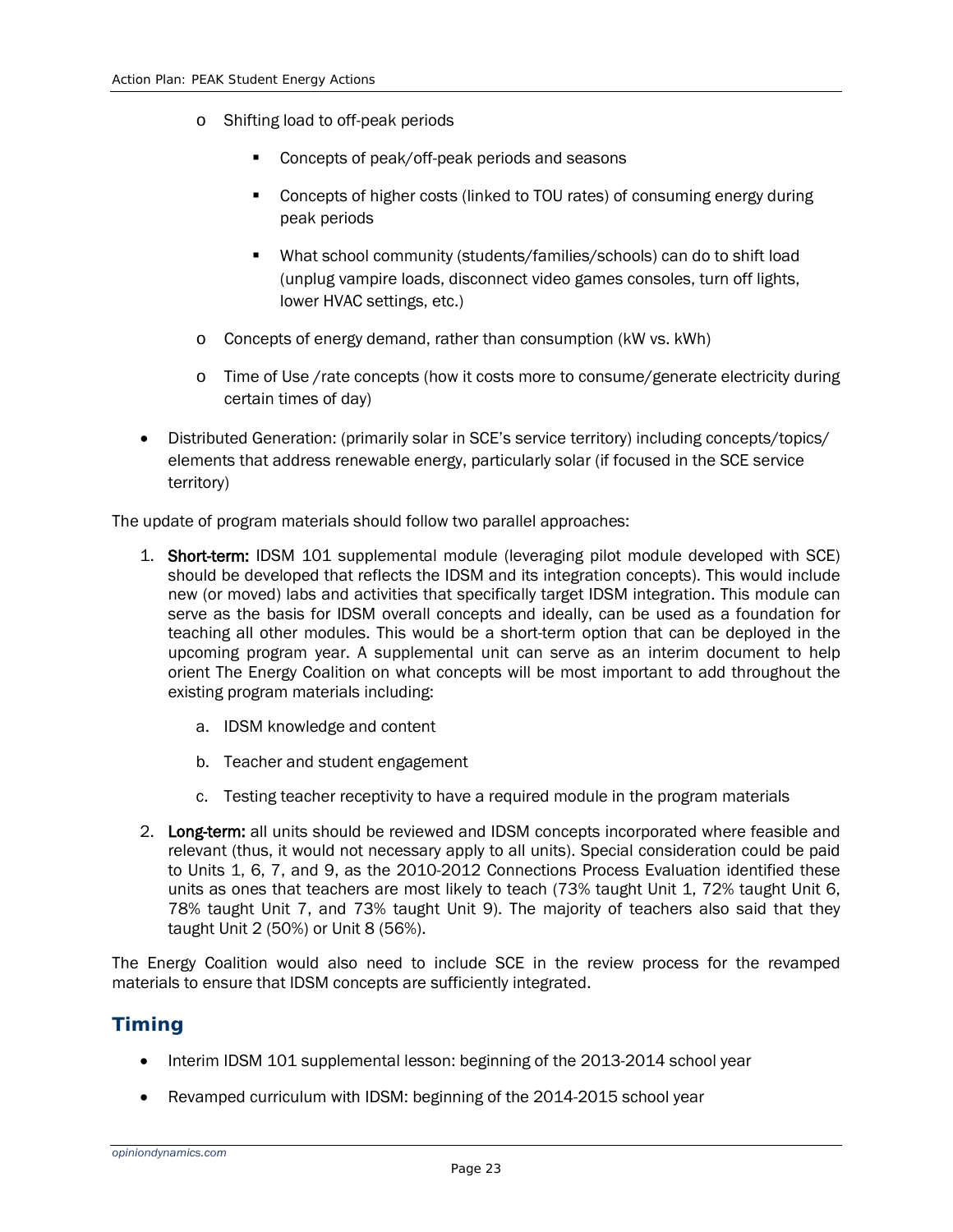- Shifting load to off-peak periods
  - Concepts of peak/off-peak periods and seasons
  - Concepts of higher costs (linked to TOU rates) of consuming energy during peak periods
  - What school community (students/families/schools) can do to shift load (unplug vampire loads, disconnect video games consoles, turn off lights, lower HVAC settings, etc.)
- Concepts of energy demand, rather than consumption (kW vs. kWh)
- Time of Use /rate concepts (how it costs more to consume/generate electricity during certain times of day)

- Distributed Generation: (primarily solar in SCE's service territory) including concepts/topics/ elements that address renewable energy, particularly solar (if focused in the SCE service territory)

The update of program materials should follow two parallel approaches:

1. **Short-term:** IDSM 101 supplemental module (leveraging pilot module developed with SCE) should be developed that reflects the IDSM and its integration concepts). This would include new (or moved) labs and activities that specifically target IDSM integration. This module can serve as the basis for IDSM overall concepts and ideally, can be used as a foundation for teaching all other modules. This would be a short-term option that can be deployed in the upcoming program year. A supplemental unit can serve as an interim document to help orient The Energy Coalition on what concepts will be most important to add throughout the existing program materials including:
   a. IDSM knowledge and content
   b. Teacher and student engagement
   c. Testing teacher receptivity to have a required module in the program materials
2. **Long-term:** all units should be reviewed and IDSM concepts incorporated where feasible and relevant (thus, it would not necessary apply to all units). Special consideration could be paid to Units 1, 6, 7, and 9, as the 2010-2012 Connections Process Evaluation identified these units as ones that teachers are most likely to teach (73% taught Unit 1, 72% taught Unit 6, 78% taught Unit 7, and 73% taught Unit 9). The majority of teachers also said that they taught Unit 2 (50%) or Unit 8 (56%).

The Energy Coalition would also need to include SCE in the review process for the revamped materials to ensure that IDSM concepts are sufficiently integrated.

## Timing

- Interim IDSM 101 supplemental lesson: beginning of the 2013-2014 school year
- Revamped curriculum with IDSM: beginning of the 2014-2015 school year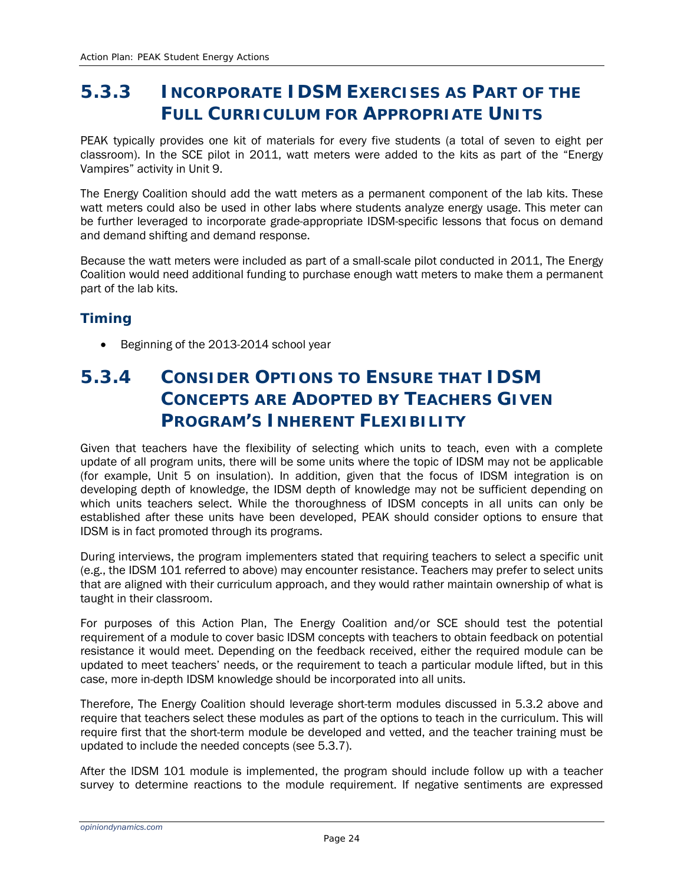## 5.3.3 Incorporate IDSM Exercises as Part of the Full Curriculum for Appropriate Units

PEAK typically provides one kit of materials for every five students (a total of seven to eight per classroom). In the SCE pilot in 2011, watt meters were added to the kits as part of the "Energy Vampires" activity in Unit 9.

The Energy Coalition should add the watt meters as a permanent component of the lab kits. These watt meters could also be used in other labs where students analyze energy usage. This meter can be further leveraged to incorporate grade-appropriate IDSM-specific lessons that focus on demand and demand shifting and demand response.

Because the watt meters were included as part of a small-scale pilot conducted in 2011, The Energy Coalition would need additional funding to purchase enough watt meters to make them a permanent part of the lab kits.

### Timing

- Beginning of the 2013-2014 school year

## 5.3.4 Consider Options to Ensure that IDSM Concepts are Adopted by Teachers Given Program's Inherent Flexibility

Given that teachers have the flexibility of selecting which units to teach, even with a complete update of all program units, there will be some units where the topic of IDSM may not be applicable (for example, Unit 5 on insulation). In addition, given that the focus of IDSM integration is on developing depth of knowledge, the IDSM depth of knowledge may not be sufficient depending on which units teachers select. While the thoroughness of IDSM concepts in all units can only be established after these units have been developed, PEAK should consider options to ensure that IDSM is in fact promoted through its programs.

During interviews, the program implementers stated that requiring teachers to select a specific unit (e.g., the IDSM 101 referred to above) may encounter resistance. Teachers may prefer to select units that are aligned with their curriculum approach, and they would rather maintain ownership of what is taught in their classroom.

For purposes of this Action Plan, The Energy Coalition and/or SCE should test the potential requirement of a module to cover basic IDSM concepts with teachers to obtain feedback on potential resistance it would meet. Depending on the feedback received, either the required module can be updated to meet teachers' needs, or the requirement to teach a particular module lifted, but in this case, more in-depth IDSM knowledge should be incorporated into all units.

Therefore, The Energy Coalition should leverage short-term modules discussed in 5.3.2 above and require that teachers select these modules as part of the options to teach in the curriculum. This will require first that the short-term module be developed and vetted, and the teacher training must be updated to include the needed concepts (see 5.3.7).

After the IDSM 101 module is implemented, the program should include follow up with a teacher survey to determine reactions to the module requirement. If negative sentiments are expressed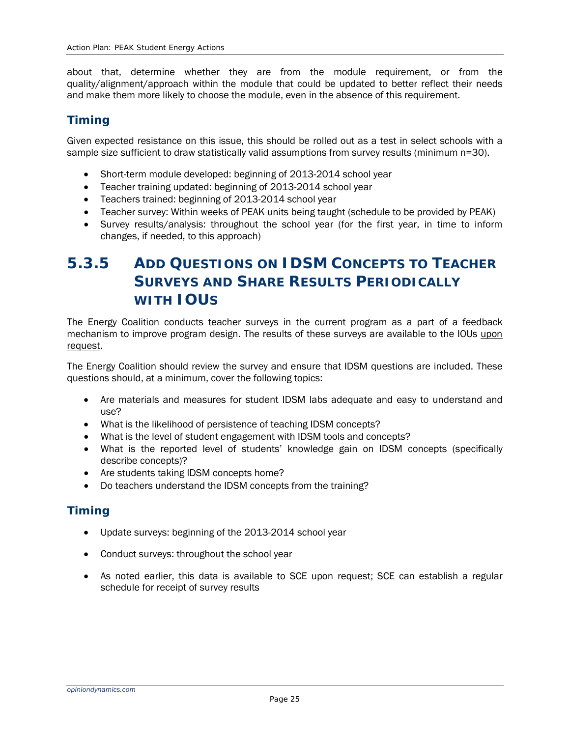about that, determine whether they are from the module requirement, or from the quality/alignment/approach within the module that could be updated to better reflect their needs and make them more likely to choose the module, even in the absence of this requirement.

### Timing

Given expected resistance on this issue, this should be rolled out as a test in select schools with a sample size sufficient to draw statistically valid assumptions from survey results (minimum n=30).

- Short-term module developed: beginning of 2013-2014 school year
- Teacher training updated: beginning of 2013-2014 school year
- Teachers trained: beginning of 2013-2014 school year
- Teacher survey: Within weeks of PEAK units being taught (schedule to be provided by PEAK)
- Survey results/analysis: throughout the school year (for the first year, in time to inform changes, if needed, to this approach)

## 5.3.5 Add Questions on IDSM Concepts to Teacher Surveys and Share Results Periodically with IOUs

The Energy Coalition conducts teacher surveys in the current program as a part of a feedback mechanism to improve program design. The results of these surveys are available to the IOUs upon request.

The Energy Coalition should review the survey and ensure that IDSM questions are included. These questions should, at a minimum, cover the following topics:

- Are materials and measures for student IDSM labs adequate and easy to understand and use?
- What is the likelihood of persistence of teaching IDSM concepts?
- What is the level of student engagement with IDSM tools and concepts?
- What is the reported level of students' knowledge gain on IDSM concepts (specifically describe concepts)?
- Are students taking IDSM concepts home?
- Do teachers understand the IDSM concepts from the training?

### Timing

- Update surveys: beginning of the 2013-2014 school year
- Conduct surveys: throughout the school year
- As noted earlier, this data is available to SCE upon request; SCE can establish a regular schedule for receipt of survey results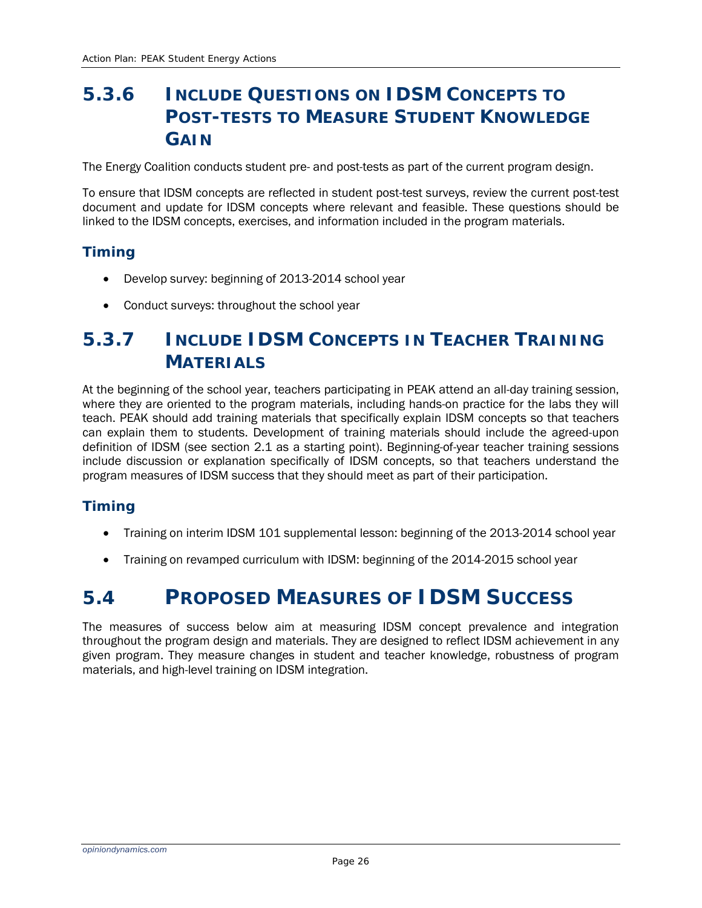### 5.3.6 Include Questions on IDSM Concepts to Post-tests to Measure Student Knowledge Gain

The Energy Coalition conducts student pre- and post-tests as part of the current program design.

To ensure that IDSM concepts are reflected in student post-test surveys, review the current post-test document and update for IDSM concepts where relevant and feasible. These questions should be linked to the IDSM concepts, exercises, and information included in the program materials.

#### Timing

- Develop survey: beginning of 2013-2014 school year
- Conduct surveys: throughout the school year

### 5.3.7 Include IDSM Concepts in Teacher Training Materials

At the beginning of the school year, teachers participating in PEAK attend an all-day training session, where they are oriented to the program materials, including hands-on practice for the labs they will teach. PEAK should add training materials that specifically explain IDSM concepts so that teachers can explain them to students. Development of training materials should include the agreed-upon definition of IDSM (see section 2.1 as a starting point). Beginning-of-year teacher training sessions include discussion or explanation specifically of IDSM concepts, so that teachers understand the program measures of IDSM success that they should meet as part of their participation.

#### Timing

- Training on interim IDSM 101 supplemental lesson: beginning of the 2013-2014 school year
- Training on revamped curriculum with IDSM: beginning of the 2014-2015 school year

## 5.4 Proposed Measures of IDSM Success

The measures of success below aim at measuring IDSM concept prevalence and integration throughout the program design and materials. They are designed to reflect IDSM achievement in any given program. They measure changes in student and teacher knowledge, robustness of program materials, and high-level training on IDSM integration.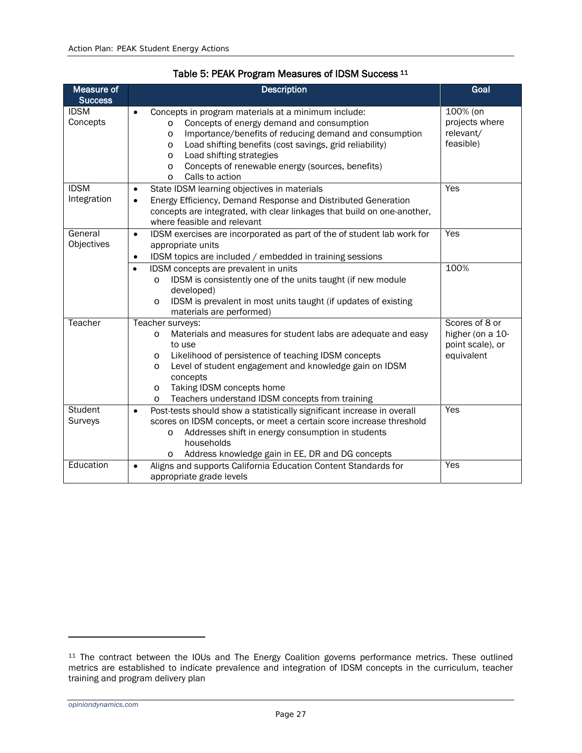**Table 5: PEAK Program Measures of IDSM Success**[11]

| Measure of Success | Description | Goal |
|---|---|---|
| IDSM Concepts | • Concepts in program materials at a minimum include:<br>o Concepts of energy demand and consumption<br>o Importance/benefits of reducing demand and consumption<br>o Load shifting benefits (cost savings, grid reliability)<br>o Load shifting strategies<br>o Concepts of renewable energy (sources, benefits)<br>o Calls to action | 100% (on projects where relevant/ feasible) |
| IDSM Integration | • State IDSM learning objectives in materials<br>• Energy Efficiency, Demand Response and Distributed Generation concepts are integrated, with clear linkages that build on one-another, where feasible and relevant | Yes |
| General Objectives | • IDSM exercises are incorporated as part of the of student lab work for appropriate units<br>• IDSM topics are included / embedded in training sessions | Yes |
| | • IDSM concepts are prevalent in units<br>o IDSM is consistently one of the units taught (if new module developed)<br>o IDSM is prevalent in most units taught (if updates of existing materials are performed) | 100% |
| Teacher | Teacher surveys:<br>o Materials and measures for student labs are adequate and easy to use<br>o Likelihood of persistence of teaching IDSM concepts<br>o Level of student engagement and knowledge gain on IDSM concepts<br>o Taking IDSM concepts home<br>o Teachers understand IDSM concepts from training | Scores of 8 or higher (on a 10-point scale), or equivalent |
| Student Surveys | • Post-tests should show a statistically significant increase in overall scores on IDSM concepts, or meet a certain score increase threshold<br>o Addresses shift in energy consumption in students households<br>o Address knowledge gain in EE, DR and DG concepts | Yes |
| Education | • Aligns and supports California Education Content Standards for appropriate grade levels | Yes |

[11] The contract between the IOUs and The Energy Coalition governs performance metrics. These outlined metrics are established to indicate prevalence and integration of IDSM concepts in the curriculum, teacher training and program delivery plan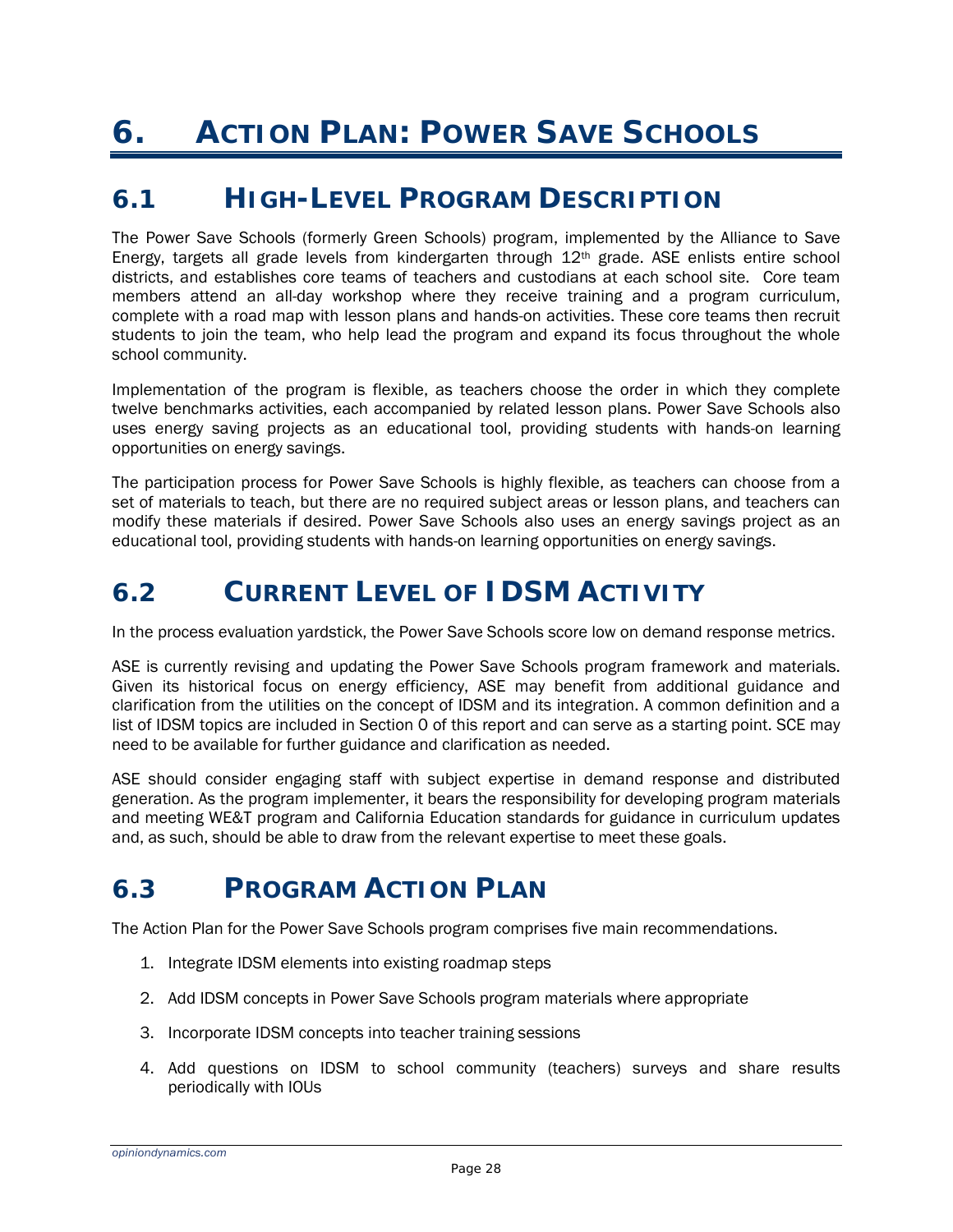# 6. Action Plan: Power Save Schools

## 6.1 High-Level Program Description

The Power Save Schools (formerly Green Schools) program, implemented by the Alliance to Save Energy, targets all grade levels from kindergarten through 12th grade. ASE enlists entire school districts, and establishes core teams of teachers and custodians at each school site. Core team members attend an all-day workshop where they receive training and a program curriculum, complete with a road map with lesson plans and hands-on activities. These core teams then recruit students to join the team, who help lead the program and expand its focus throughout the whole school community.

Implementation of the program is flexible, as teachers choose the order in which they complete twelve benchmarks activities, each accompanied by related lesson plans. Power Save Schools also uses energy saving projects as an educational tool, providing students with hands-on learning opportunities on energy savings.

The participation process for Power Save Schools is highly flexible, as teachers can choose from a set of materials to teach, but there are no required subject areas or lesson plans, and teachers can modify these materials if desired. Power Save Schools also uses an energy savings project as an educational tool, providing students with hands-on learning opportunities on energy savings.

## 6.2 Current Level of IDSM Activity

In the process evaluation yardstick, the Power Save Schools score low on demand response metrics.

ASE is currently revising and updating the Power Save Schools program framework and materials. Given its historical focus on energy efficiency, ASE may benefit from additional guidance and clarification from the utilities on the concept of IDSM and its integration. A common definition and a list of IDSM topics are included in Section 0 of this report and can serve as a starting point. SCE may need to be available for further guidance and clarification as needed.

ASE should consider engaging staff with subject expertise in demand response and distributed generation. As the program implementer, it bears the responsibility for developing program materials and meeting WE&T program and California Education standards for guidance in curriculum updates and, as such, should be able to draw from the relevant expertise to meet these goals.

## 6.3 Program Action Plan

The Action Plan for the Power Save Schools program comprises five main recommendations.

1. Integrate IDSM elements into existing roadmap steps
2. Add IDSM concepts in Power Save Schools program materials where appropriate
3. Incorporate IDSM concepts into teacher training sessions
4. Add questions on IDSM to school community (teachers) surveys and share results periodically with IOUs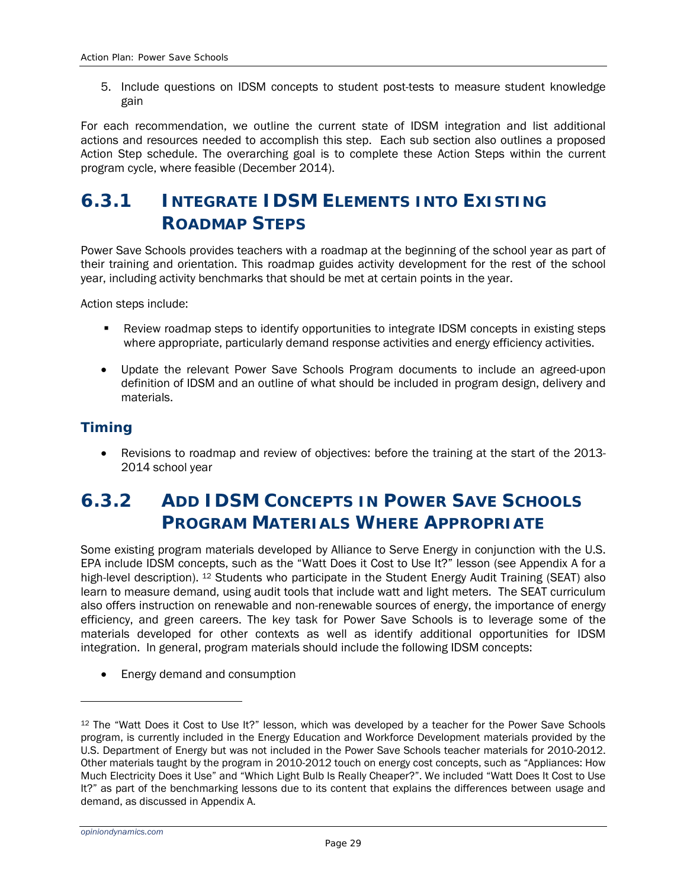5. Include questions on IDSM concepts to student post-tests to measure student knowledge gain

For each recommendation, we outline the current state of IDSM integration and list additional actions and resources needed to accomplish this step. Each sub section also outlines a proposed Action Step schedule. The overarching goal is to complete these Action Steps within the current program cycle, where feasible (December 2014).

## 6.3.1 Integrate IDSM Elements into Existing Roadmap Steps

Power Save Schools provides teachers with a roadmap at the beginning of the school year as part of their training and orientation. This roadmap guides activity development for the rest of the school year, including activity benchmarks that should be met at certain points in the year.

Action steps include:

- Review roadmap steps to identify opportunities to integrate IDSM concepts in existing steps where appropriate, particularly demand response activities and energy efficiency activities.
- Update the relevant Power Save Schools Program documents to include an agreed-upon definition of IDSM and an outline of what should be included in program design, delivery and materials.

### Timing

- Revisions to roadmap and review of objectives: before the training at the start of the 2013-2014 school year

## 6.3.2 Add IDSM Concepts in Power Save Schools Program Materials Where Appropriate

Some existing program materials developed by Alliance to Serve Energy in conjunction with the U.S. EPA include IDSM concepts, such as the “Watt Does it Cost to Use It?” lesson (see Appendix A for a high-level description).[12] Students who participate in the Student Energy Audit Training (SEAT) also learn to measure demand, using audit tools that include watt and light meters. The SEAT curriculum also offers instruction on renewable and non-renewable sources of energy, the importance of energy efficiency, and green careers. The key task for Power Save Schools is to leverage some of the materials developed for other contexts as well as identify additional opportunities for IDSM integration. In general, program materials should include the following IDSM concepts:

- Energy demand and consumption

[12] The “Watt Does it Cost to Use It?” lesson, which was developed by a teacher for the Power Save Schools program, is currently included in the Energy Education and Workforce Development materials provided by the U.S. Department of Energy but was not included in the Power Save Schools teacher materials for 2010-2012. Other materials taught by the program in 2010-2012 touch on energy cost concepts, such as “Appliances: How Much Electricity Does it Use” and “Which Light Bulb Is Really Cheaper?”. We included “Watt Does It Cost to Use It?” as part of the benchmarking lessons due to its content that explains the differences between usage and demand, as discussed in Appendix A.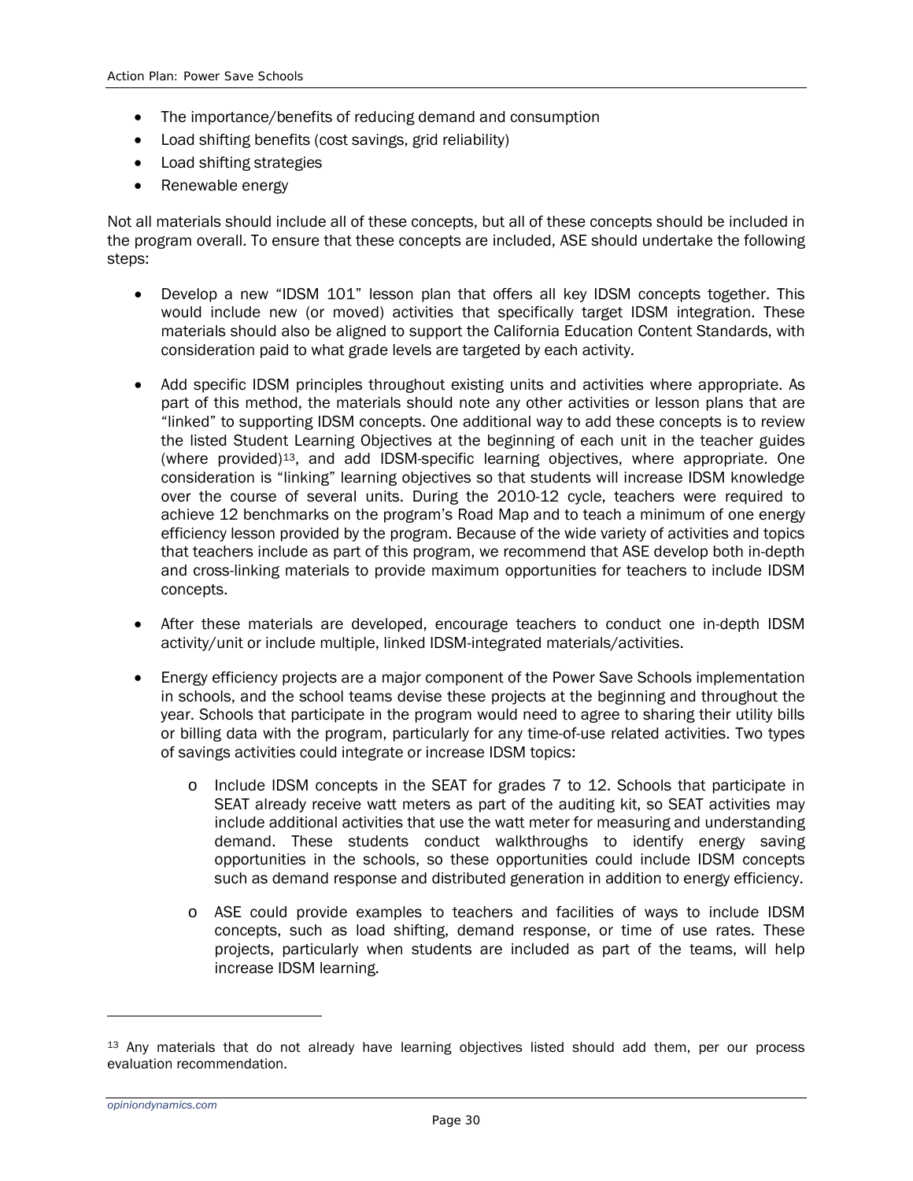- The importance/benefits of reducing demand and consumption
- Load shifting benefits (cost savings, grid reliability)
- Load shifting strategies
- Renewable energy

Not all materials should include all of these concepts, but all of these concepts should be included in the program overall. To ensure that these concepts are included, ASE should undertake the following steps:

- Develop a new "IDSM 101" lesson plan that offers all key IDSM concepts together. This would include new (or moved) activities that specifically target IDSM integration. These materials should also be aligned to support the California Education Content Standards, with consideration paid to what grade levels are targeted by each activity.

- Add specific IDSM principles throughout existing units and activities where appropriate. As part of this method, the materials should note any other activities or lesson plans that are "linked" to supporting IDSM concepts. One additional way to add these concepts is to review the listed Student Learning Objectives at the beginning of each unit in the teacher guides (where provided)[13], and add IDSM-specific learning objectives, where appropriate. One consideration is "linking" learning objectives so that students will increase IDSM knowledge over the course of several units. During the 2010-12 cycle, teachers were required to achieve 12 benchmarks on the program's Road Map and to teach a minimum of one energy efficiency lesson provided by the program. Because of the wide variety of activities and topics that teachers include as part of this program, we recommend that ASE develop both in-depth and cross-linking materials to provide maximum opportunities for teachers to include IDSM concepts.

- After these materials are developed, encourage teachers to conduct one in-depth IDSM activity/unit or include multiple, linked IDSM-integrated materials/activities.

- Energy efficiency projects are a major component of the Power Save Schools implementation in schools, and the school teams devise these projects at the beginning and throughout the year. Schools that participate in the program would need to agree to sharing their utility bills or billing data with the program, particularly for any time-of-use related activities. Two types of savings activities could integrate or increase IDSM topics:

  - Include IDSM concepts in the SEAT for grades 7 to 12. Schools that participate in SEAT already receive watt meters as part of the auditing kit, so SEAT activities may include additional activities that use the watt meter for measuring and understanding demand. These students conduct walkthroughs to identify energy saving opportunities in the schools, so these opportunities could include IDSM concepts such as demand response and distributed generation in addition to energy efficiency.

  - ASE could provide examples to teachers and facilities of ways to include IDSM concepts, such as load shifting, demand response, or time of use rates. These projects, particularly when students are included as part of the teams, will help increase IDSM learning.

---

[13] Any materials that do not already have learning objectives listed should add them, per our process evaluation recommendation.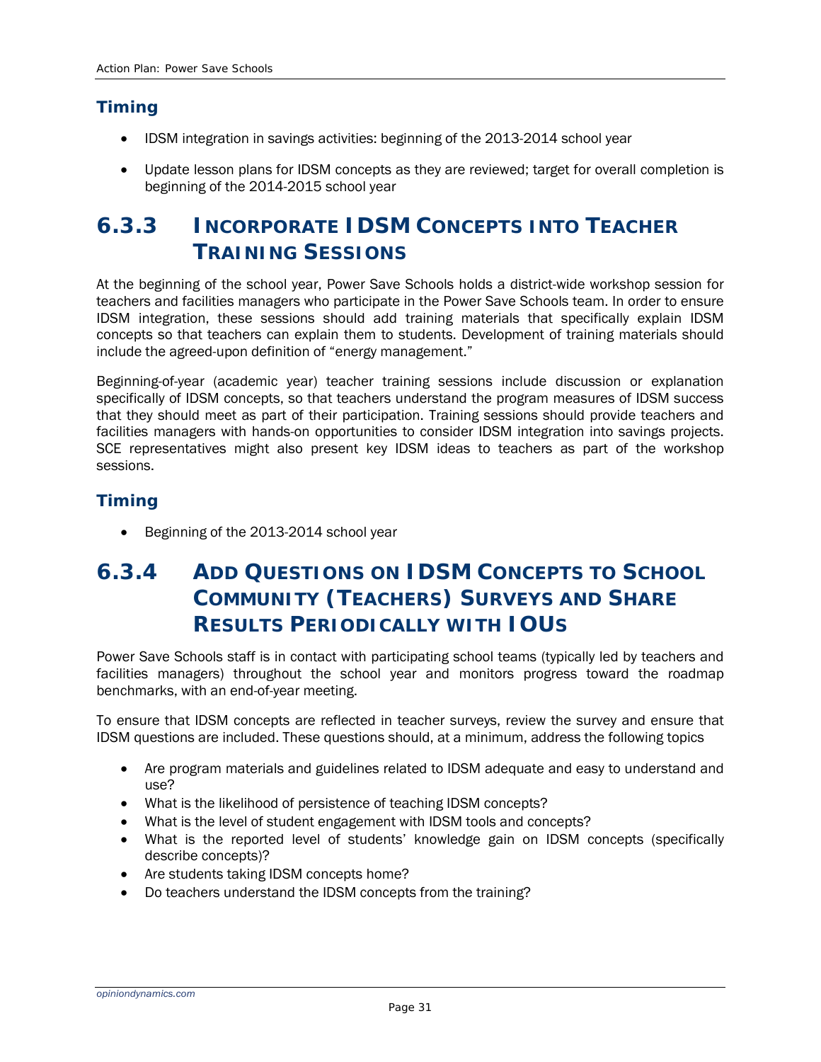### Timing

- IDSM integration in savings activities: beginning of the 2013-2014 school year
- Update lesson plans for IDSM concepts as they are reviewed; target for overall completion is beginning of the 2014-2015 school year

## 6.3.3 Incorporate IDSM Concepts into Teacher Training Sessions

At the beginning of the school year, Power Save Schools holds a district-wide workshop session for teachers and facilities managers who participate in the Power Save Schools team. In order to ensure IDSM integration, these sessions should add training materials that specifically explain IDSM concepts so that teachers can explain them to students. Development of training materials should include the agreed-upon definition of "energy management."

Beginning-of-year (academic year) teacher training sessions include discussion or explanation specifically of IDSM concepts, so that teachers understand the program measures of IDSM success that they should meet as part of their participation. Training sessions should provide teachers and facilities managers with hands-on opportunities to consider IDSM integration into savings projects. SCE representatives might also present key IDSM ideas to teachers as part of the workshop sessions.

### Timing

- Beginning of the 2013-2014 school year

## 6.3.4 Add Questions on IDSM Concepts to School Community (Teachers) Surveys and Share Results Periodically with IOUs

Power Save Schools staff is in contact with participating school teams (typically led by teachers and facilities managers) throughout the school year and monitors progress toward the roadmap benchmarks, with an end-of-year meeting.

To ensure that IDSM concepts are reflected in teacher surveys, review the survey and ensure that IDSM questions are included. These questions should, at a minimum, address the following topics

- Are program materials and guidelines related to IDSM adequate and easy to understand and use?
- What is the likelihood of persistence of teaching IDSM concepts?
- What is the level of student engagement with IDSM tools and concepts?
- What is the reported level of students' knowledge gain on IDSM concepts (specifically describe concepts)?
- Are students taking IDSM concepts home?
- Do teachers understand the IDSM concepts from the training?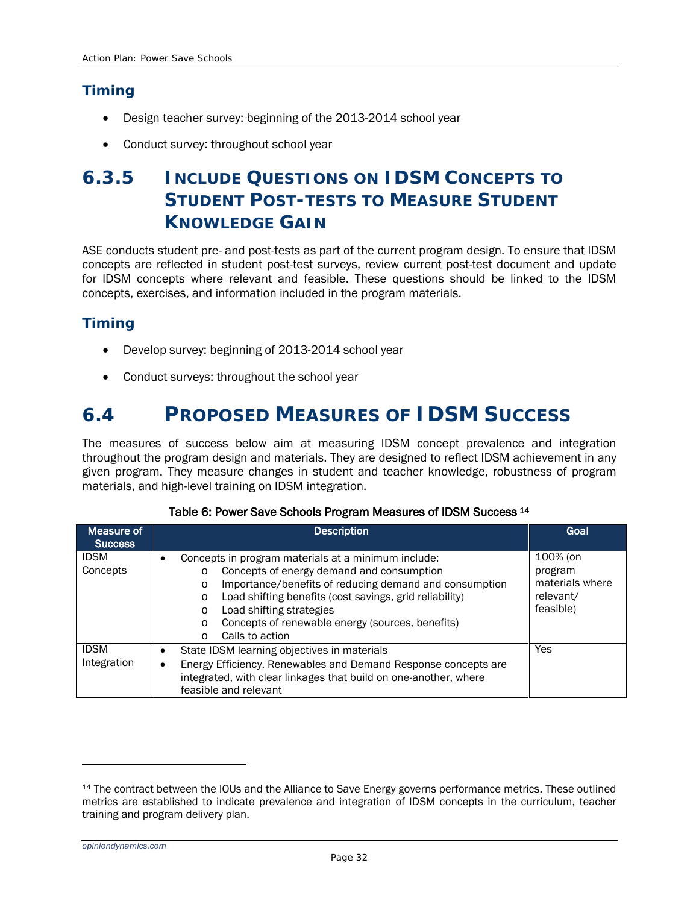### Timing

- Design teacher survey: beginning of the 2013-2014 school year
- Conduct survey: throughout school year

## 6.3.5 Include Questions on IDSM Concepts to Student Post-tests to Measure Student Knowledge Gain

ASE conducts student pre- and post-tests as part of the current program design. To ensure that IDSM concepts are reflected in student post-test surveys, review current post-test document and update for IDSM concepts where relevant and feasible. These questions should be linked to the IDSM concepts, exercises, and information included in the program materials.

### Timing

- Develop survey: beginning of 2013-2014 school year
- Conduct surveys: throughout the school year

# 6.4 Proposed Measures of IDSM Success

The measures of success below aim at measuring IDSM concept prevalence and integration throughout the program design and materials. They are designed to reflect IDSM achievement in any given program. They measure changes in student and teacher knowledge, robustness of program materials, and high-level training on IDSM integration.

**Table 6: Power Save Schools Program Measures of IDSM Success [14]**

| Measure of Success | Description | Goal |
|---|---|---|
| IDSM Concepts | • Concepts in program materials at a minimum include:<br>o Concepts of energy demand and consumption<br>o Importance/benefits of reducing demand and consumption<br>o Load shifting benefits (cost savings, grid reliability)<br>o Load shifting strategies<br>o Concepts of renewable energy (sources, benefits)<br>o Calls to action | 100% (on program materials where relevant/ feasible) |
| IDSM Integration | • State IDSM learning objectives in materials<br>• Energy Efficiency, Renewables and Demand Response concepts are integrated, with clear linkages that build on one-another, where feasible and relevant | Yes |

[14] The contract between the IOUs and the Alliance to Save Energy governs performance metrics. These outlined metrics are established to indicate prevalence and integration of IDSM concepts in the curriculum, teacher training and program delivery plan.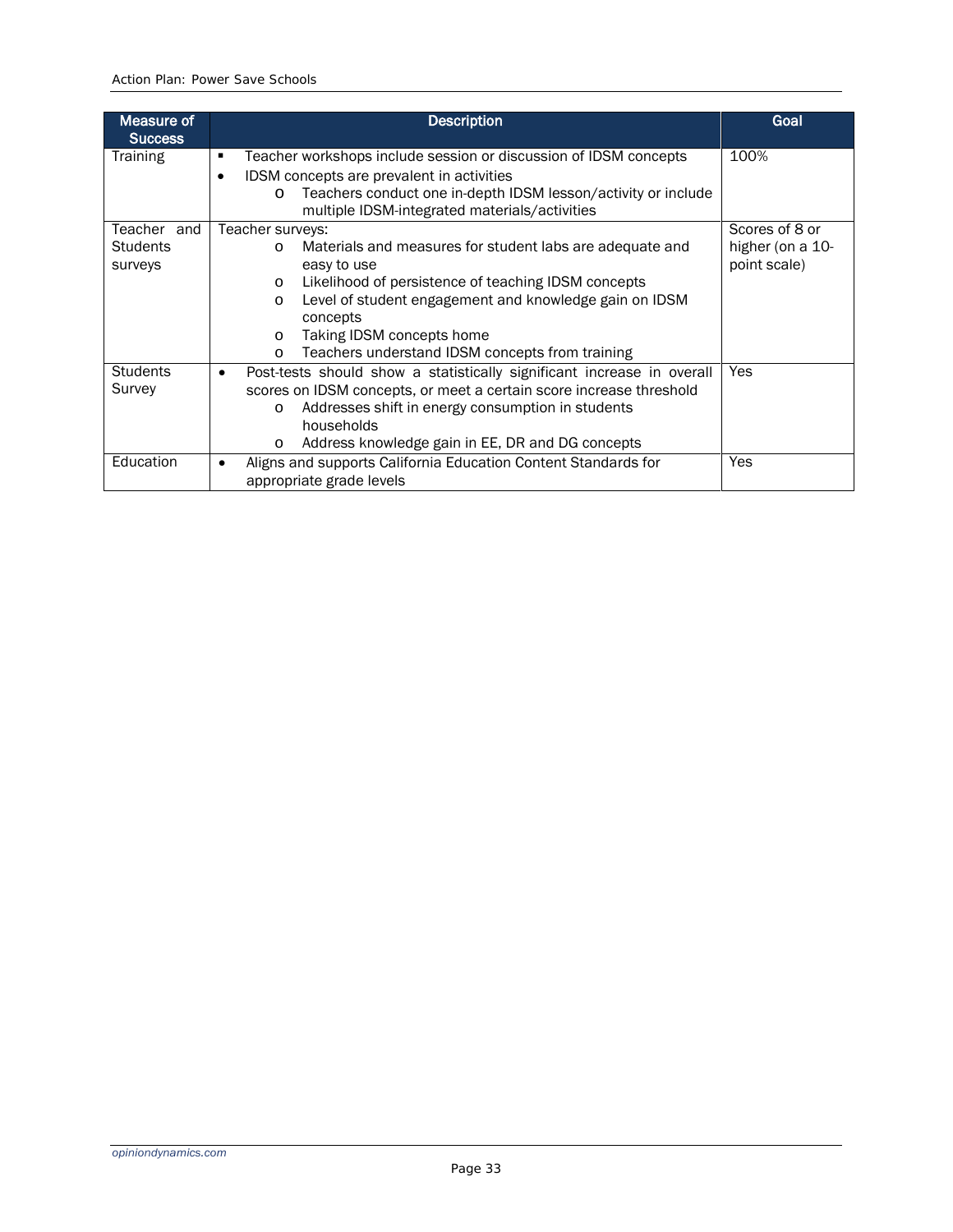| Measure of Success | Description | Goal |
|---|---|---|
| Training | ▪ Teacher workshops include session or discussion of IDSM concepts<br>• IDSM concepts are prevalent in activities<br>  o Teachers conduct one in-depth IDSM lesson/activity or include multiple IDSM-integrated materials/activities | 100% |
| Teacher and Students surveys | Teacher surveys:<br>  o Materials and measures for student labs are adequate and easy to use<br>  o Likelihood of persistence of teaching IDSM concepts<br>  o Level of student engagement and knowledge gain on IDSM concepts<br>  o Taking IDSM concepts home<br>  o Teachers understand IDSM concepts from training | Scores of 8 or higher (on a 10-point scale) |
| Students Survey | • Post-tests should show a statistically significant increase in overall scores on IDSM concepts, or meet a certain score increase threshold<br>  o Addresses shift in energy consumption in students households<br>  o Address knowledge gain in EE, DR and DG concepts | Yes |
| Education | • Aligns and supports California Education Content Standards for appropriate grade levels | Yes |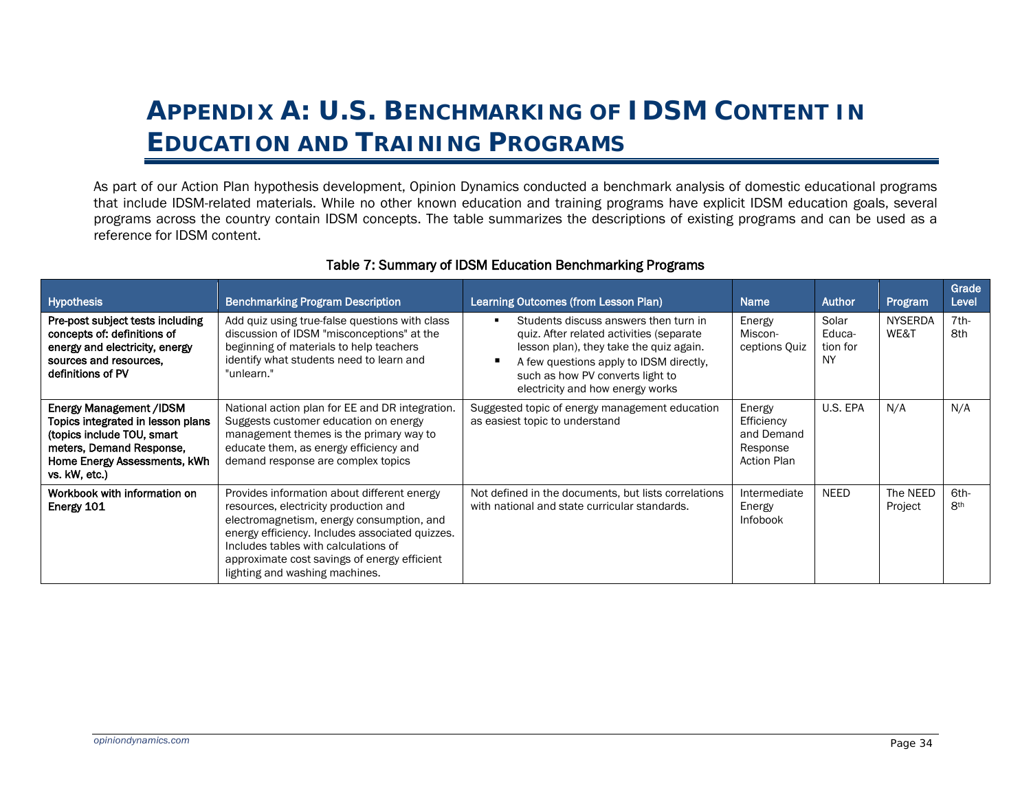# Appendix A: U.S. Benchmarking of IDSM Content in Education and Training Programs

As part of our Action Plan hypothesis development, Opinion Dynamics conducted a benchmark analysis of domestic educational programs that include IDSM-related materials. While no other known education and training programs have explicit IDSM education goals, several programs across the country contain IDSM concepts. The table summarizes the descriptions of existing programs and can be used as a reference for IDSM content.

**Table 7: Summary of IDSM Education Benchmarking Programs**

| Hypothesis | Benchmarking Program Description | Learning Outcomes (from Lesson Plan) | Name | Author | Program | Grade Level |
|---|---|---|---|---|---|---|
| **Pre-post subject tests including concepts of: definitions of energy and electricity, energy sources and resources, definitions of PV** | Add quiz using true-false questions with class discussion of IDSM "misconceptions" at the beginning of materials to help teachers identify what students need to learn and "unlearn." | ▪ Students discuss answers then turn in quiz. After related activities (separate lesson plan), they take the quiz again.<br>▪ A few questions apply to IDSM directly, such as how PV converts light to electricity and how energy works | Energy Miscon-ceptions Quiz | Solar Educa-tion for NY | NYSERDA WE&T | 7th-8th |
| **Energy Management /IDSM Topics integrated in lesson plans (topics include TOU, smart meters, Demand Response, Home Energy Assessments, kWh vs. kW, etc.)** | National action plan for EE and DR integration. Suggests customer education on energy management themes is the primary way to educate them, as energy efficiency and demand response are complex topics | Suggested topic of energy management education as easiest topic to understand | Energy Efficiency and Demand Response Action Plan | U.S. EPA | N/A | N/A |
| **Workbook with information on Energy 101** | Provides information about different energy resources, electricity production and electromagnetism, energy consumption, and energy efficiency. Includes associated quizzes. Includes tables with calculations of approximate cost savings of energy efficient lighting and washing machines. | Not defined in the documents, but lists correlations with national and state curricular standards. | Intermediate Energy Infobook | NEED | The NEED Project | 6th-8th |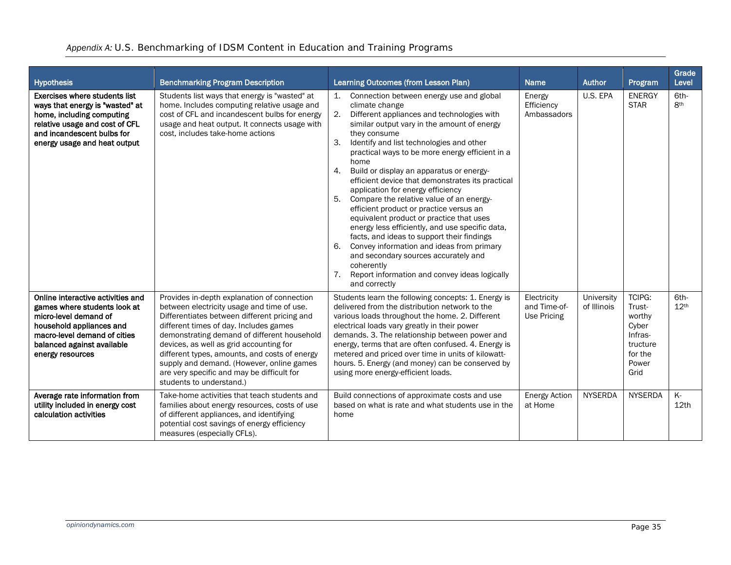| Hypothesis | Benchmarking Program Description | Learning Outcomes (from Lesson Plan) | Name | Author | Program | Grade Level |
|---|---|---|---|---|---|---|
| **Exercises where students list ways that energy is "wasted" at home, including computing relative usage and cost of CFL and incandescent bulbs for energy usage and heat output** | Students list ways that energy is "wasted" at home. Includes computing relative usage and cost of CFL and incandescent bulbs for energy usage and heat output. It connects usage with cost, includes take-home actions | 1. Connection between energy use and global climate change<br>2. Different appliances and technologies with similar output vary in the amount of energy they consume<br>3. Identify and list technologies and other practical ways to be more energy efficient in a home<br>4. Build or display an apparatus or energy-efficient device that demonstrates its practical application for energy efficiency<br>5. Compare the relative value of an energy-efficient product or practice versus an equivalent product or practice that uses energy less efficiently, and use specific data, facts, and ideas to support their findings<br>6. Convey information and ideas from primary and secondary sources accurately and coherently<br>7. Report information and convey ideas logically and correctly | Energy Efficiency Ambassadors | U.S. EPA | ENERGY STAR | 6th-8th |
| **Online interactive activities and games where students look at micro-level demand of household appliances and macro-level demand of cities balanced against available energy resources** | Provides in-depth explanation of connection between electricity usage and time of use. Differentiates between different pricing and different times of day. Includes games demonstrating demand of different household devices, as well as grid accounting for different types, amounts, and costs of energy supply and demand. (However, online games are very specific and may be difficult for students to understand.) | Students learn the following concepts: 1. Energy is delivered from the distribution network to the various loads throughout the home. 2. Different electrical loads vary greatly in their power demands. 3. The relationship between power and energy, terms that are often confused. 4. Energy is metered and priced over time in units of kilowatt-hours. 5. Energy (and money) can be conserved by using more energy-efficient loads. | Electricity and Time-of-Use Pricing | University of Illinois | TCIPG: Trust-worthy Cyber Infras-tructure for the Power Grid | 6th-12th |
| **Average rate information from utility included in energy cost calculation activities** | Take-home activities that teach students and families about energy resources, costs of use of different appliances, and identifying potential cost savings of energy efficiency measures (especially CFLs). | Build connections of approximate costs and use based on what is rate and what students use in the home | Energy Action at Home | NYSERDA | NYSERDA | K-12th |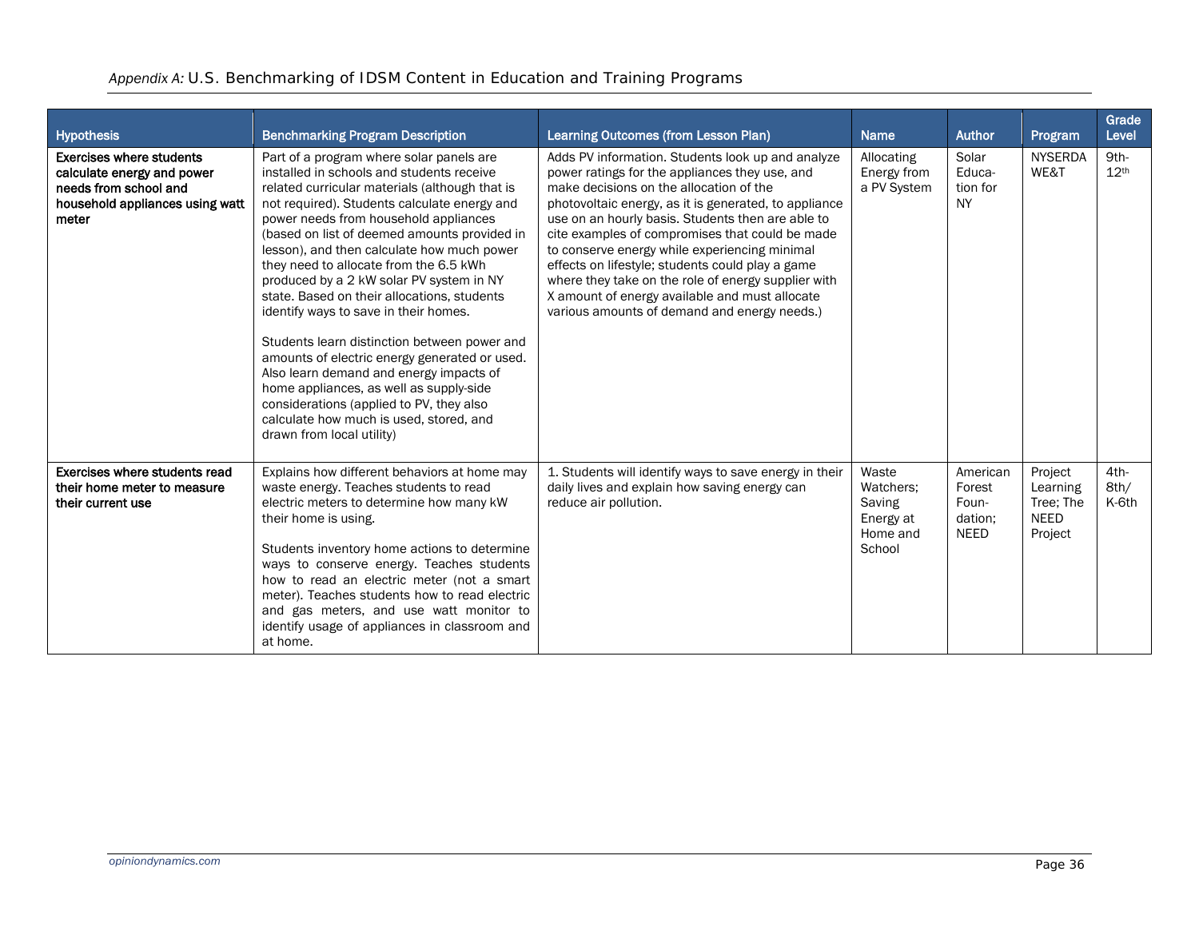| Hypothesis | Benchmarking Program Description | Learning Outcomes (from Lesson Plan) | Name | Author | Program | Grade Level |
|---|---|---|---|---|---|---|
| **Exercises where students calculate energy and power needs from school and household appliances using watt meter** | Part of a program where solar panels are installed in schools and students receive related curricular materials (although that is not required). Students calculate energy and power needs from household appliances (based on list of deemed amounts provided in lesson), and then calculate how much power they need to allocate from the 6.5 kWh produced by a 2 kW solar PV system in NY state. Based on their allocations, students identify ways to save in their homes.<br><br>Students learn distinction between power and amounts of electric energy generated or used. Also learn demand and energy impacts of home appliances, as well as supply-side considerations (applied to PV, they also calculate how much is used, stored, and drawn from local utility) | Adds PV information. Students look up and analyze power ratings for the appliances they use, and make decisions on the allocation of the photovoltaic energy, as it is generated, to appliance use on an hourly basis. Students then are able to cite examples of compromises that could be made to conserve energy while experiencing minimal effects on lifestyle; students could play a game where they take on the role of energy supplier with X amount of energy available and must allocate various amounts of demand and energy needs.) | Allocating Energy from a PV System | Solar Education for NY | NYSERDA WE&T | 9th-12th |
| **Exercises where students read their home meter to measure their current use** | Explains how different behaviors at home may waste energy. Teaches students to read electric meters to determine how many kW their home is using.<br><br>Students inventory home actions to determine ways to conserve energy. Teaches students how to read an electric meter (not a smart meter). Teaches students how to read electric and gas meters, and use watt monitor to identify usage of appliances in classroom and at home. | 1. Students will identify ways to save energy in their daily lives and explain how saving energy can reduce air pollution. | Waste Watchers; Saving Energy at Home and School | American Forest Foundation; NEED | Project Learning Tree; The NEED Project | 4th-8th/ K-6th |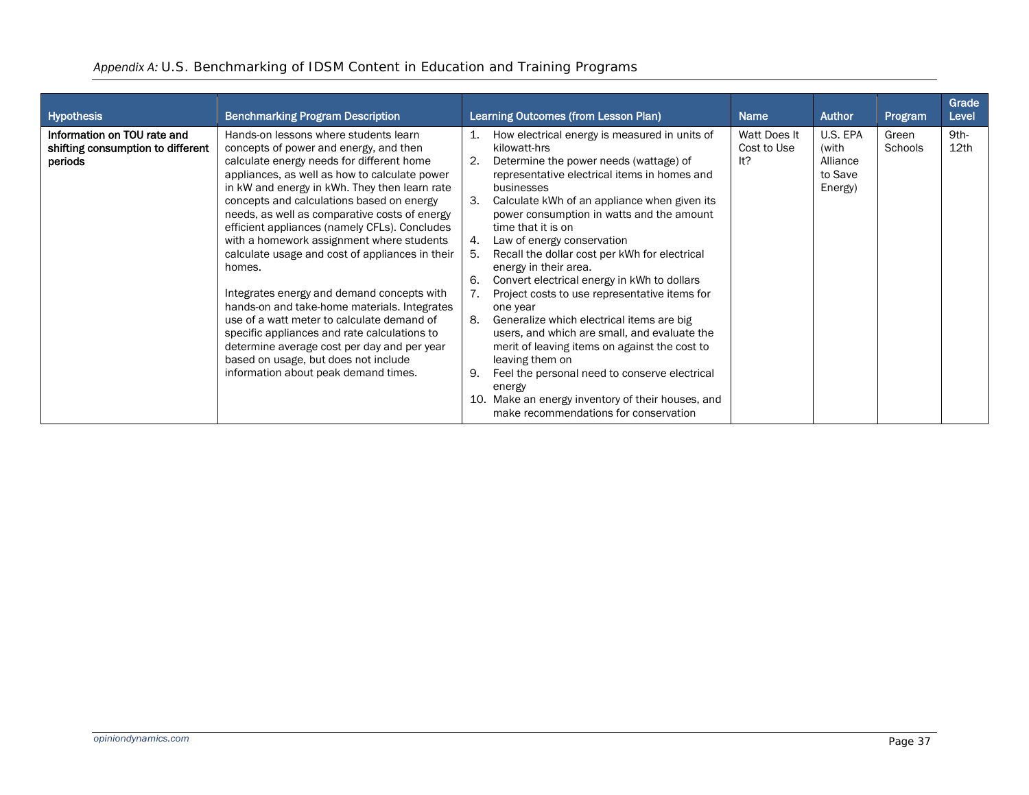*Appendix A:* U.S. Benchmarking of IDSM Content in Education and Training Programs

| Hypothesis | Benchmarking Program Description | Learning Outcomes (from Lesson Plan) | Name | Author | Program | Grade Level |
|---|---|---|---|---|---|---|
| **Information on TOU rate and shifting consumption to different periods** | Hands-on lessons where students learn concepts of power and energy, and then calculate energy needs for different home appliances, as well as how to calculate power in kW and energy in kWh. They then learn rate concepts and calculations based on energy needs, as well as comparative costs of energy efficient appliances (namely CFLs). Concludes with a homework assignment where students calculate usage and cost of appliances in their homes.<br><br>Integrates energy and demand concepts with hands-on and take-home materials. Integrates use of a watt meter to calculate demand of specific appliances and rate calculations to determine average cost per day and per year based on usage, but does not include information about peak demand times. | 1. How electrical energy is measured in units of kilowatt-hrs<br>2. Determine the power needs (wattage) of representative electrical items in homes and businesses<br>3. Calculate kWh of an appliance when given its power consumption in watts and the amount time that it is on<br>4. Law of energy conservation<br>5. Recall the dollar cost per kWh for electrical energy in their area.<br>6. Convert electrical energy in kWh to dollars<br>7. Project costs to use representative items for one year<br>8. Generalize which electrical items are big users, and which are small, and evaluate the merit of leaving items on against the cost to leaving them on<br>9. Feel the personal need to conserve electrical energy<br>10. Make an energy inventory of their houses, and make recommendations for conservation | Watt Does It Cost to Use It? | U.S. EPA (with Alliance to Save Energy) | Green Schools | 9th-12th |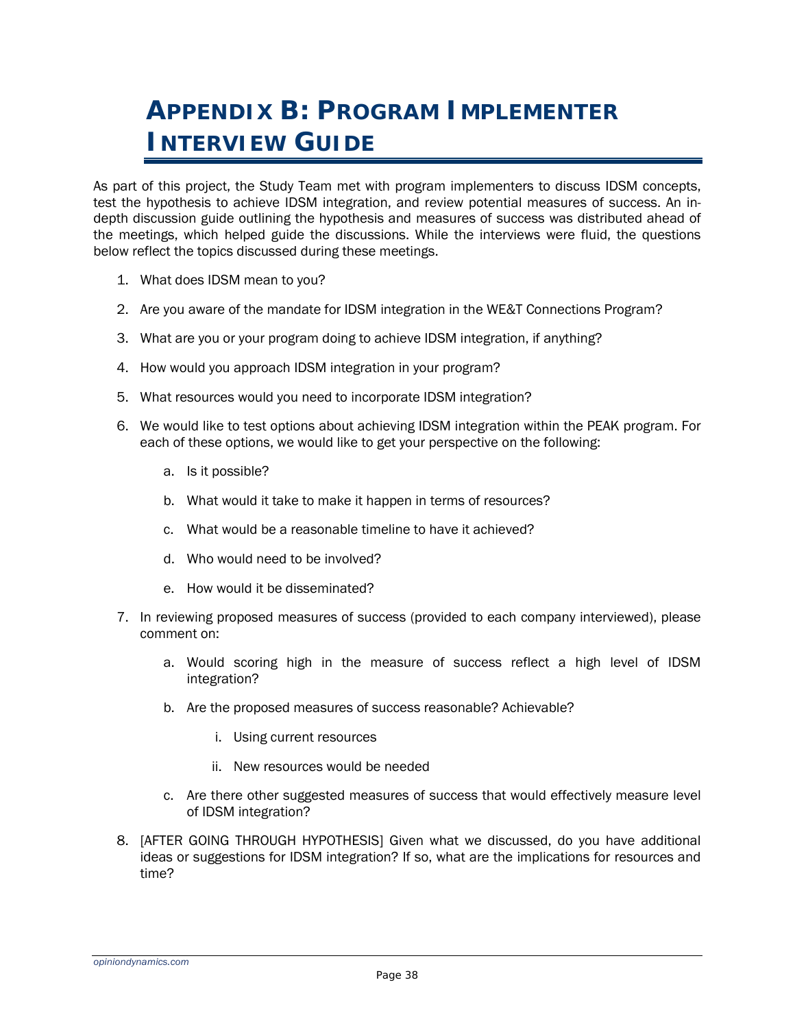# Appendix B: Program Implementer Interview Guide

As part of this project, the Study Team met with program implementers to discuss IDSM concepts, test the hypothesis to achieve IDSM integration, and review potential measures of success. An in-depth discussion guide outlining the hypothesis and measures of success was distributed ahead of the meetings, which helped guide the discussions. While the interviews were fluid, the questions below reflect the topics discussed during these meetings.

1. What does IDSM mean to you?

2. Are you aware of the mandate for IDSM integration in the WE&T Connections Program?

3. What are you or your program doing to achieve IDSM integration, if anything?

4. How would you approach IDSM integration in your program?

5. What resources would you need to incorporate IDSM integration?

6. We would like to test options about achieving IDSM integration within the PEAK program. For each of these options, we would like to get your perspective on the following:

    a. Is it possible?

    b. What would it take to make it happen in terms of resources?

    c. What would be a reasonable timeline to have it achieved?

    d. Who would need to be involved?

    e. How would it be disseminated?

7. In reviewing proposed measures of success (provided to each company interviewed), please comment on:

    a. Would scoring high in the measure of success reflect a high level of IDSM integration?

    b. Are the proposed measures of success reasonable? Achievable?

        i. Using current resources

        ii. New resources would be needed

    c. Are there other suggested measures of success that would effectively measure level of IDSM integration?

8. [AFTER GOING THROUGH HYPOTHESIS] Given what we discussed, do you have additional ideas or suggestions for IDSM integration? If so, what are the implications for resources and time?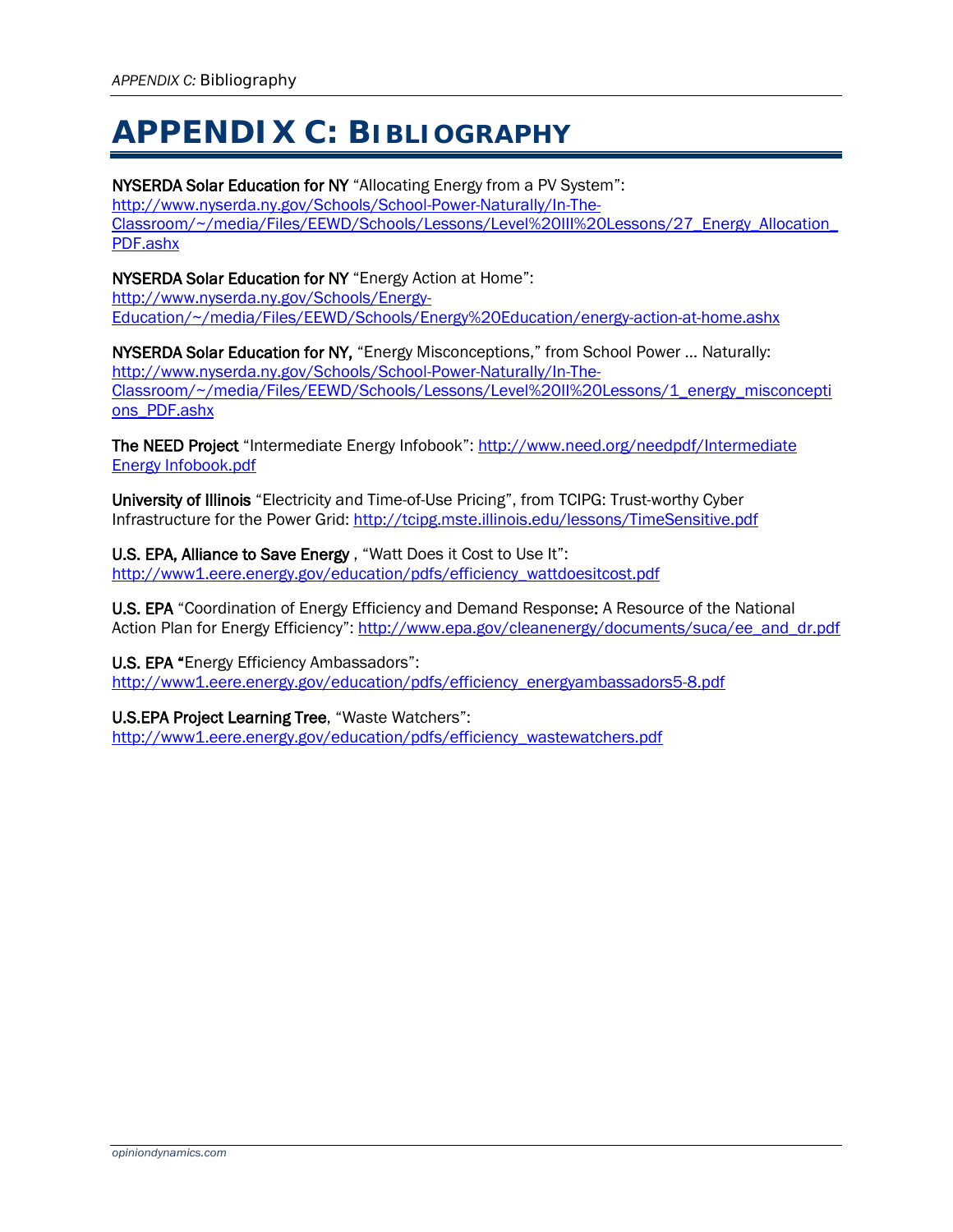# APPENDIX C: BIBLIOGRAPHY

**NYSERDA Solar Education for NY** “Allocating Energy from a PV System”: http://www.nyserda.ny.gov/Schools/School-Power-Naturally/In-The-Classroom/~/media/Files/EEWD/Schools/Lessons/Level%20III%20Lessons/27_Energy_Allocation_PDF.ashx

**NYSERDA Solar Education for NY** “Energy Action at Home”: http://www.nyserda.ny.gov/Schools/Energy-Education/~/media/Files/EEWD/Schools/Energy%20Education/energy-action-at-home.ashx

**NYSERDA Solar Education for NY,** “Energy Misconceptions,” from School Power … Naturally: http://www.nyserda.ny.gov/Schools/School-Power-Naturally/In-The-Classroom/~/media/Files/EEWD/Schools/Lessons/Level%20II%20Lessons/1_energy_misconceptions_PDF.ashx

**The NEED Project** “Intermediate Energy Infobook”: http://www.need.org/needpdf/Intermediate Energy Infobook.pdf

**University of Illinois** “Electricity and Time-of-Use Pricing”, from TCIPG: Trust-worthy Cyber Infrastructure for the Power Grid: http://tcipg.mste.illinois.edu/lessons/TimeSensitive.pdf

**U.S. EPA, Alliance to Save Energy** , “Watt Does it Cost to Use It”: http://www1.eere.energy.gov/education/pdfs/efficiency_wattdoesitcost.pdf

**U.S. EPA** “Coordination of Energy Efficiency and Demand Response: A Resource of the National Action Plan for Energy Efficiency”: http://www.epa.gov/cleanenergy/documents/suca/ee_and_dr.pdf

**U.S. EPA “**Energy Efficiency Ambassadors”: http://www1.eere.energy.gov/education/pdfs/efficiency_energyambassadors5-8.pdf

**U.S.EPA Project Learning Tree**, “Waste Watchers”: http://www1.eere.energy.gov/education/pdfs/efficiency_wastewatchers.pdf